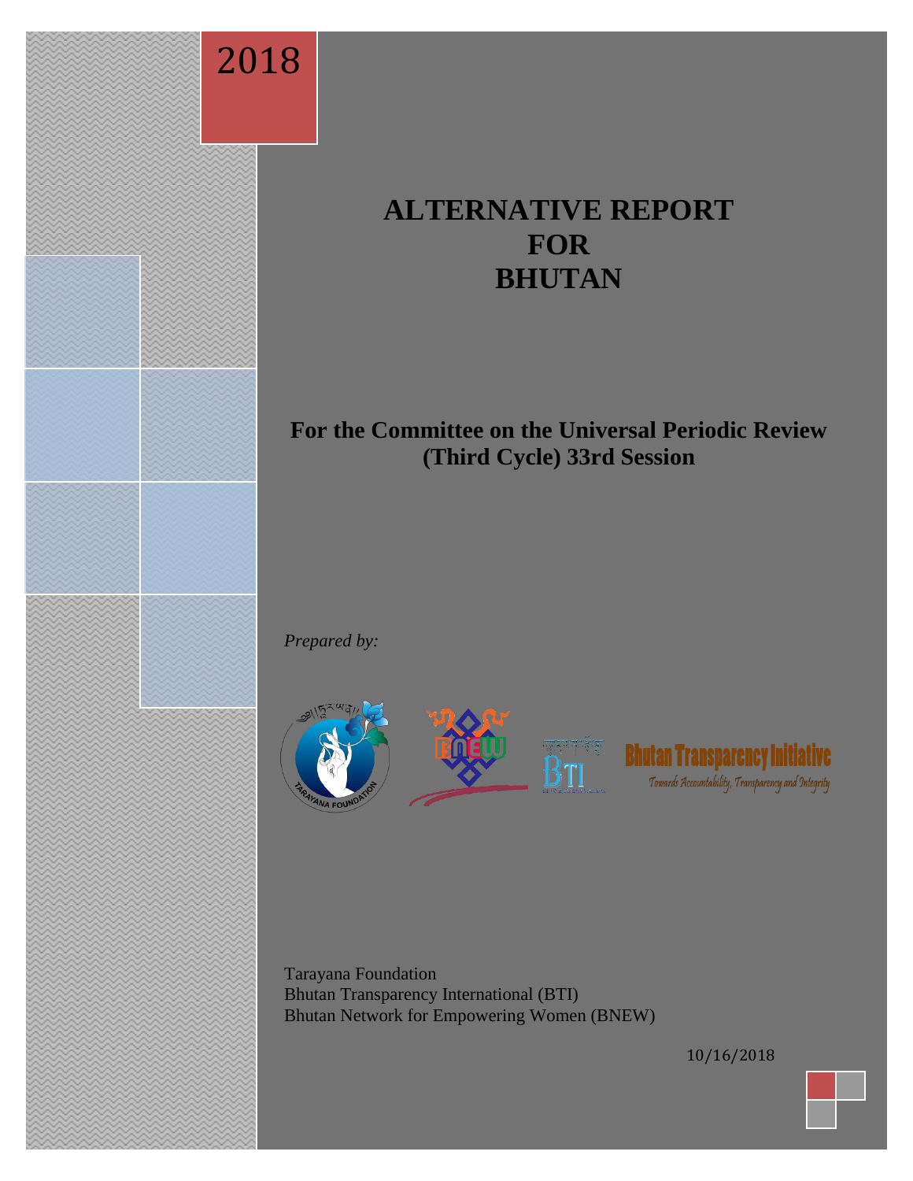2018

# ALTERNATIVE REPORT FOR BHUTAN

## For the Committee on the Universal Periodic Review (Third Cycle) 33rd Session

*Prepared by:*

Bhutan Transparency Initiative

Towards Accountability, Transparency and Integrity

Tarayana Foundation
Bhutan Transparency International (BTI)
Bhutan Network for Empowering Women (BNEW)

10/16/2018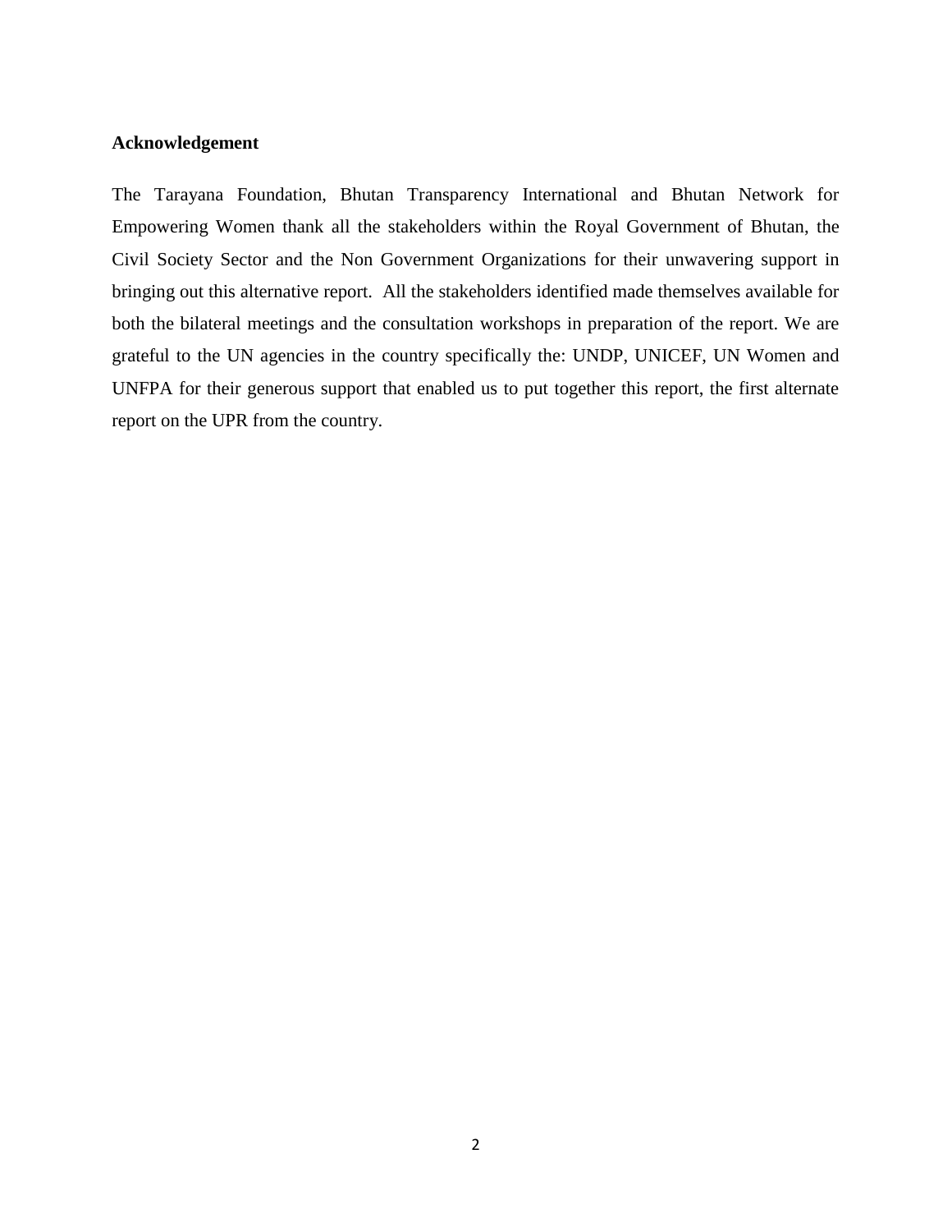## Acknowledgement

The Tarayana Foundation, Bhutan Transparency International and Bhutan Network for Empowering Women thank all the stakeholders within the Royal Government of Bhutan, the Civil Society Sector and the Non Government Organizations for their unwavering support in bringing out this alternative report. All the stakeholders identified made themselves available for both the bilateral meetings and the consultation workshops in preparation of the report. We are grateful to the UN agencies in the country specifically the: UNDP, UNICEF, UN Women and UNFPA for their generous support that enabled us to put together this report, the first alternate report on the UPR from the country.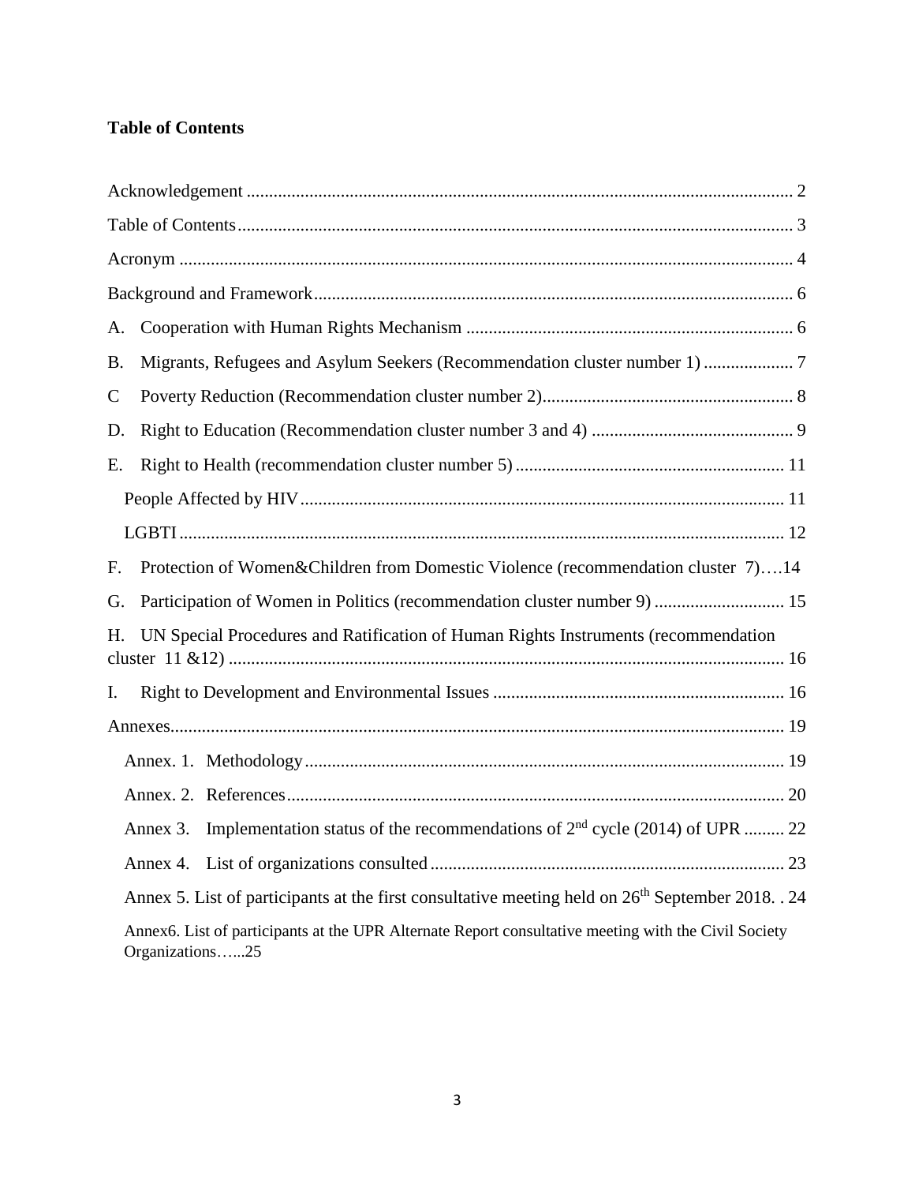**Table of Contents**

Acknowledgement ........................................................................................................................ 2

Table of Contents.......................................................................................................................... 3

Acronym ....................................................................................................................................... 4

Background and Framework.......................................................................................................... 6

A. Cooperation with Human Rights Mechanism ........................................................................ 6

B. Migrants, Refugees and Asylum Seekers (Recommendation cluster number 1) .................... 7

C Poverty Reduction (Recommendation cluster number 2)........................................................ 8

D. Right to Education (Recommendation cluster number 3 and 4) ............................................. 9

E. Right to Health (recommendation cluster number 5) ............................................................ 11

People Affected by HIV........................................................................................................... 11

LGBTI ...................................................................................................................................... 12

F. Protection of Women&Children from Domestic Violence (recommendation cluster 7)….14

G. Participation of Women in Politics (recommendation cluster number 9) ............................. 15

H. UN Special Procedures and Ratification of Human Rights Instruments (recommendation cluster 11 &12) ........................................................................................................................... 16

I. Right to Development and Environmental Issues ................................................................. 16

Annexes........................................................................................................................................ 19

Annex. 1. Methodology.......................................................................................................... 19

Annex. 2. References.............................................................................................................. 20

Annex 3. Implementation status of the recommendations of 2nd cycle (2014) of UPR ......... 22

Annex 4. List of organizations consulted .............................................................................. 23

Annex 5. List of participants at the first consultative meeting held on 26th September 2018. . 24

Annex6. List of participants at the UPR Alternate Report consultative meeting with the Civil Society Organizations…...25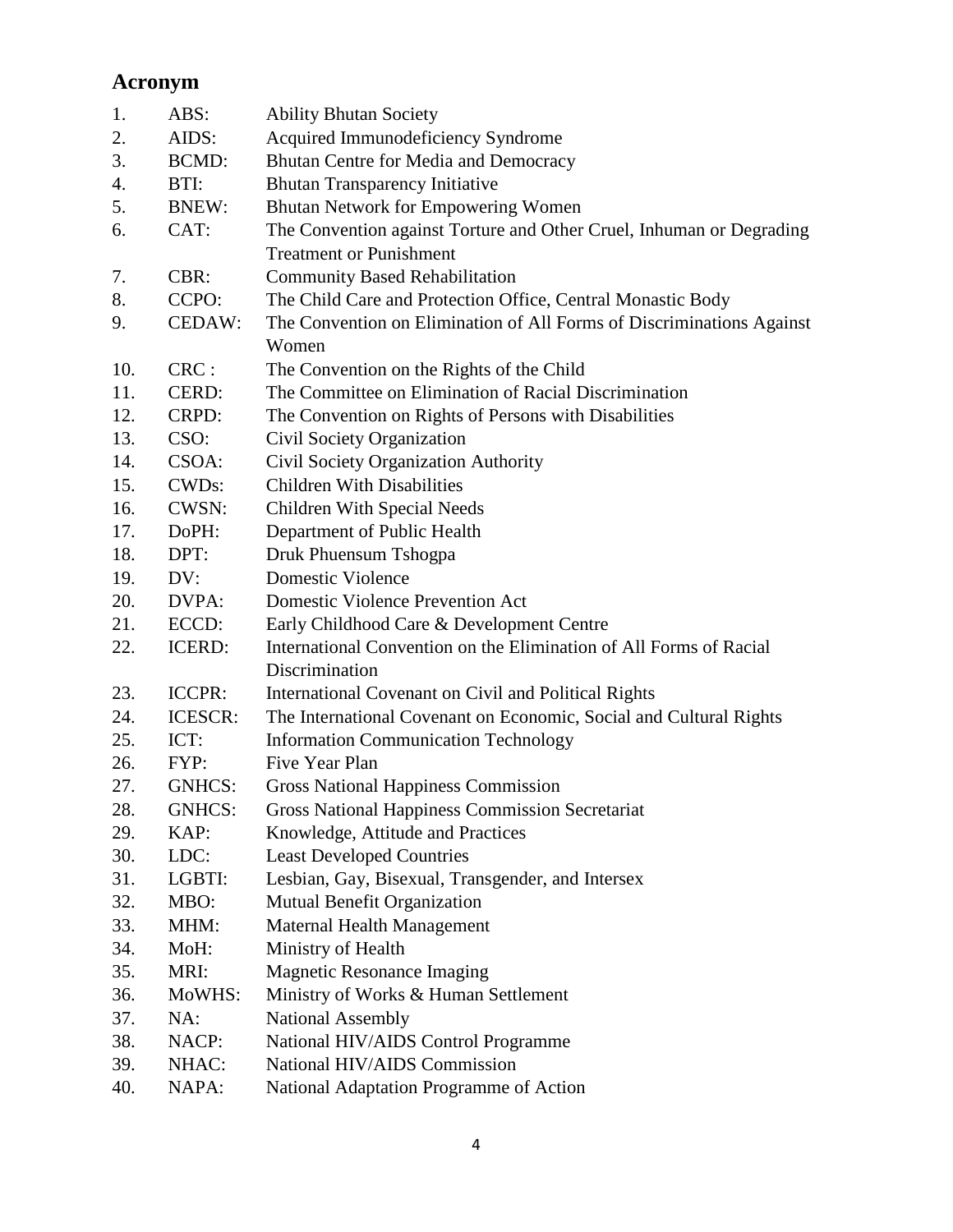## Acronym

1. ABS: Ability Bhutan Society
2. AIDS: Acquired Immunodeficiency Syndrome
3. BCMD: Bhutan Centre for Media and Democracy
4. BTI: Bhutan Transparency Initiative
5. BNEW: Bhutan Network for Empowering Women
6. CAT: The Convention against Torture and Other Cruel, Inhuman or Degrading Treatment or Punishment
7. CBR: Community Based Rehabilitation
8. CCPO: The Child Care and Protection Office, Central Monastic Body
9. CEDAW: The Convention on Elimination of All Forms of Discriminations Against Women
10. CRC : The Convention on the Rights of the Child
11. CERD: The Committee on Elimination of Racial Discrimination
12. CRPD: The Convention on Rights of Persons with Disabilities
13. CSO: Civil Society Organization
14. CSOA: Civil Society Organization Authority
15. CWDs: Children With Disabilities
16. CWSN: Children With Special Needs
17. DoPH: Department of Public Health
18. DPT: Druk Phuensum Tshogpa
19. DV: Domestic Violence
20. DVPA: Domestic Violence Prevention Act
21. ECCD: Early Childhood Care & Development Centre
22. ICERD: International Convention on the Elimination of All Forms of Racial Discrimination
23. ICCPR: International Covenant on Civil and Political Rights
24. ICESCR: The International Covenant on Economic, Social and Cultural Rights
25. ICT: Information Communication Technology
26. FYP: Five Year Plan
27. GNHCS: Gross National Happiness Commission
28. GNHCS: Gross National Happiness Commission Secretariat
29. KAP: Knowledge, Attitude and Practices
30. LDC: Least Developed Countries
31. LGBTI: Lesbian, Gay, Bisexual, Transgender, and Intersex
32. MBO: Mutual Benefit Organization
33. MHM: Maternal Health Management
34. MoH: Ministry of Health
35. MRI: Magnetic Resonance Imaging
36. MoWHS: Ministry of Works & Human Settlement
37. NA: National Assembly
38. NACP: National HIV/AIDS Control Programme
39. NHAC: National HIV/AIDS Commission
40. NAPA: National Adaptation Programme of Action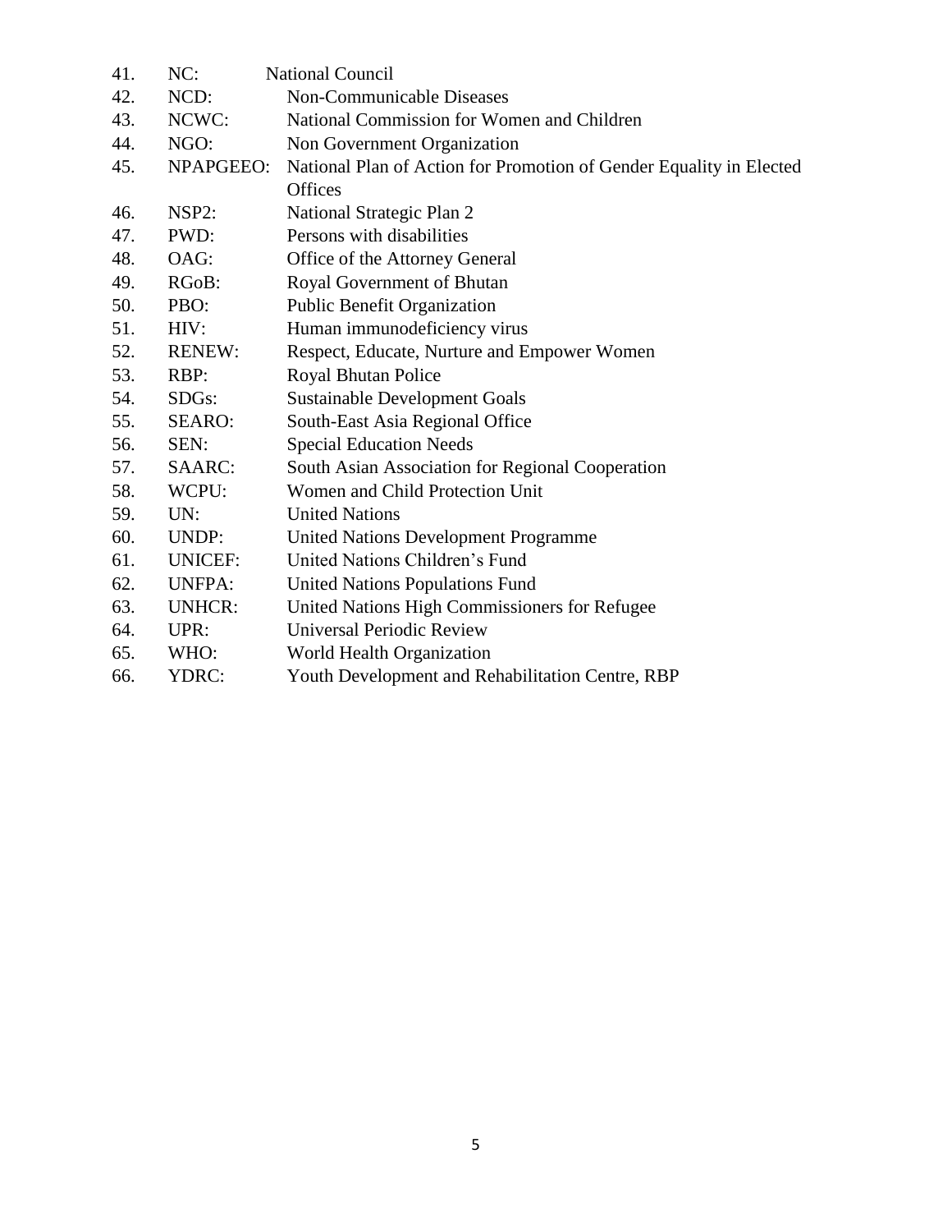41. NC: National Council
42. NCD: Non-Communicable Diseases
43. NCWC: National Commission for Women and Children
44. NGO: Non Government Organization
45. NPAPGEEO: National Plan of Action for Promotion of Gender Equality in Elected Offices
46. NSP2: National Strategic Plan 2
47. PWD: Persons with disabilities
48. OAG: Office of the Attorney General
49. RGoB: Royal Government of Bhutan
50. PBO: Public Benefit Organization
51. HIV: Human immunodeficiency virus
52. RENEW: Respect, Educate, Nurture and Empower Women
53. RBP: Royal Bhutan Police
54. SDGs: Sustainable Development Goals
55. SEARO: South-East Asia Regional Office
56. SEN: Special Education Needs
57. SAARC: South Asian Association for Regional Cooperation
58. WCPU: Women and Child Protection Unit
59. UN: United Nations
60. UNDP: United Nations Development Programme
61. UNICEF: United Nations Children's Fund
62. UNFPA: United Nations Populations Fund
63. UNHCR: United Nations High Commissioners for Refugee
64. UPR: Universal Periodic Review
65. WHO: World Health Organization
66. YDRC: Youth Development and Rehabilitation Centre, RBP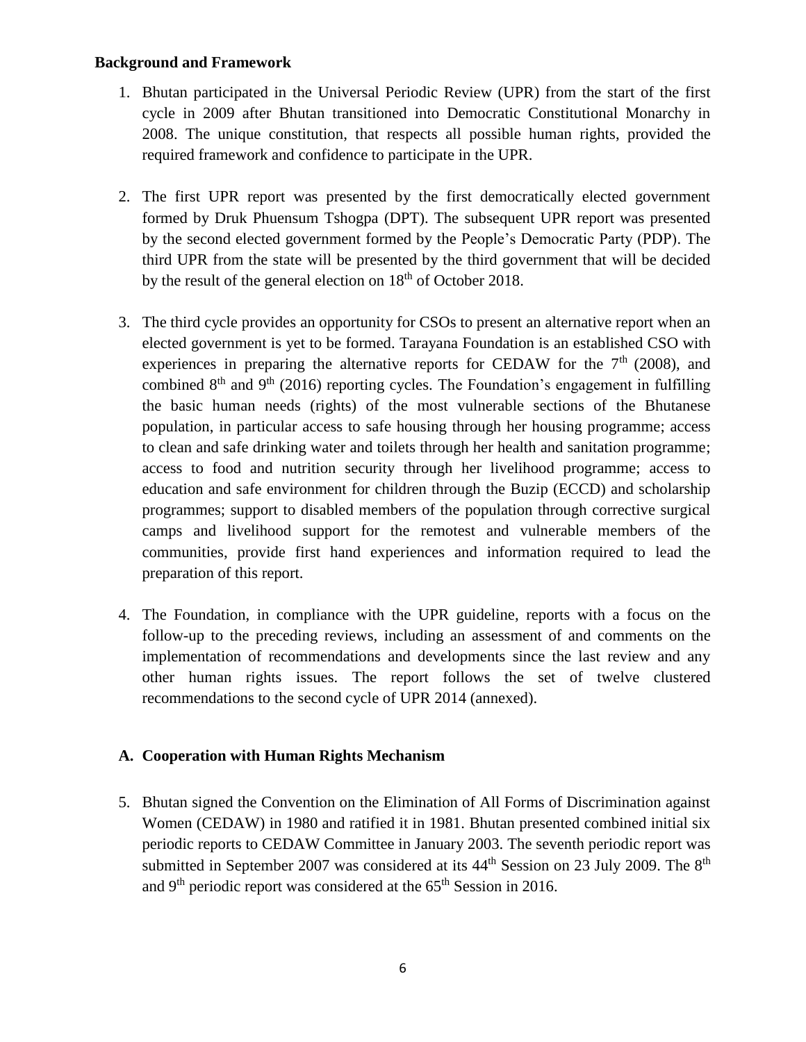**Background and Framework**

1. Bhutan participated in the Universal Periodic Review (UPR) from the start of the first cycle in 2009 after Bhutan transitioned into Democratic Constitutional Monarchy in 2008. The unique constitution, that respects all possible human rights, provided the required framework and confidence to participate in the UPR.

2. The first UPR report was presented by the first democratically elected government formed by Druk Phuensum Tshogpa (DPT). The subsequent UPR report was presented by the second elected government formed by the People's Democratic Party (PDP). The third UPR from the state will be presented by the third government that will be decided by the result of the general election on 18th of October 2018.

3. The third cycle provides an opportunity for CSOs to present an alternative report when an elected government is yet to be formed. Tarayana Foundation is an established CSO with experiences in preparing the alternative reports for CEDAW for the 7th (2008), and combined 8th and 9th (2016) reporting cycles. The Foundation's engagement in fulfilling the basic human needs (rights) of the most vulnerable sections of the Bhutanese population, in particular access to safe housing through her housing programme; access to clean and safe drinking water and toilets through her health and sanitation programme; access to food and nutrition security through her livelihood programme; access to education and safe environment for children through the Buzip (ECCD) and scholarship programmes; support to disabled members of the population through corrective surgical camps and livelihood support for the remotest and vulnerable members of the communities, provide first hand experiences and information required to lead the preparation of this report.

4. The Foundation, in compliance with the UPR guideline, reports with a focus on the follow-up to the preceding reviews, including an assessment of and comments on the implementation of recommendations and developments since the last review and any other human rights issues. The report follows the set of twelve clustered recommendations to the second cycle of UPR 2014 (annexed).

**A. Cooperation with Human Rights Mechanism**

5. Bhutan signed the Convention on the Elimination of All Forms of Discrimination against Women (CEDAW) in 1980 and ratified it in 1981. Bhutan presented combined initial six periodic reports to CEDAW Committee in January 2003. The seventh periodic report was submitted in September 2007 was considered at its 44th Session on 23 July 2009. The 8th and 9th periodic report was considered at the 65th Session in 2016.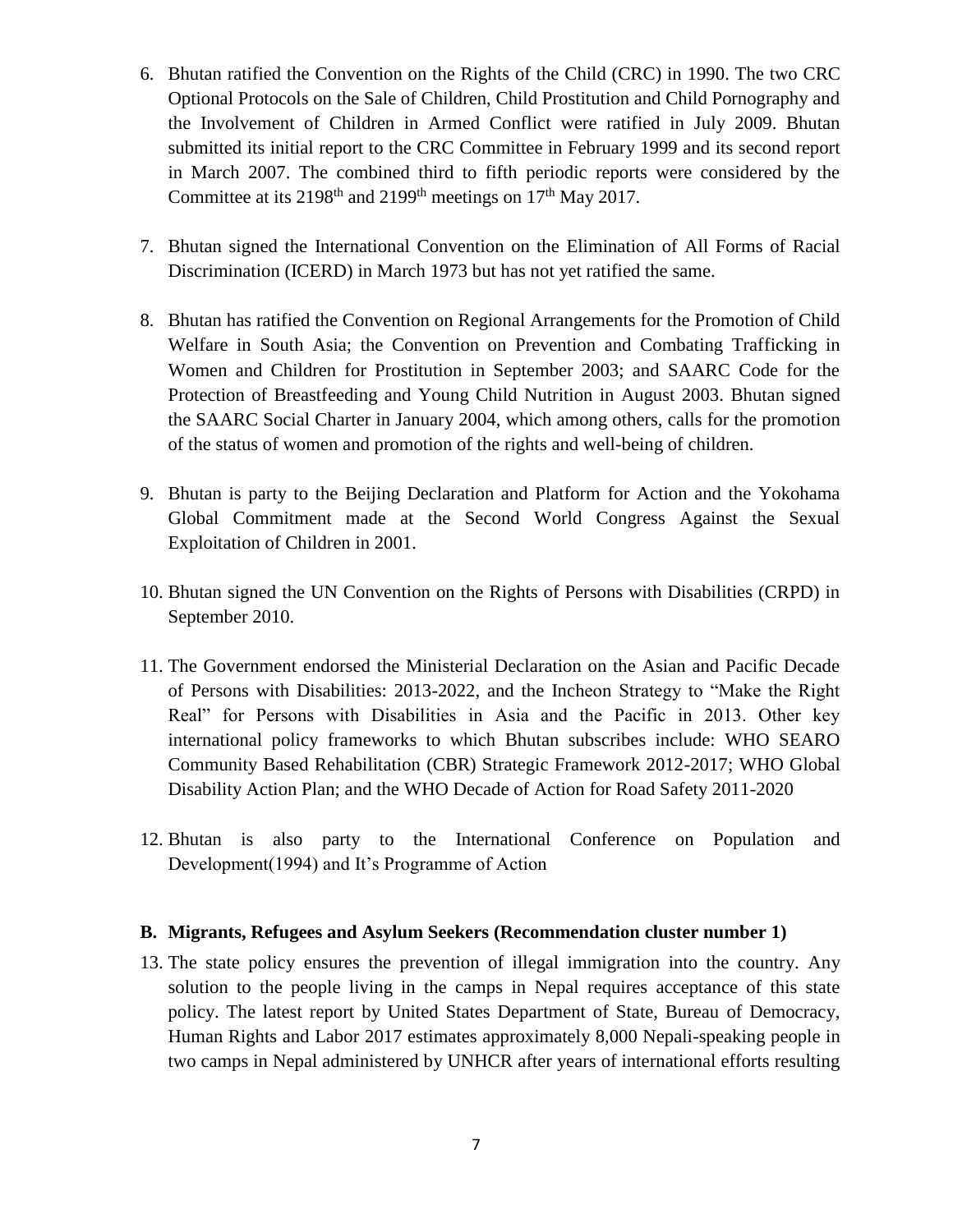6. Bhutan ratified the Convention on the Rights of the Child (CRC) in 1990. The two CRC Optional Protocols on the Sale of Children, Child Prostitution and Child Pornography and the Involvement of Children in Armed Conflict were ratified in July 2009. Bhutan submitted its initial report to the CRC Committee in February 1999 and its second report in March 2007. The combined third to fifth periodic reports were considered by the Committee at its 2198th and 2199th meetings on 17th May 2017.

7. Bhutan signed the International Convention on the Elimination of All Forms of Racial Discrimination (ICERD) in March 1973 but has not yet ratified the same.

8. Bhutan has ratified the Convention on Regional Arrangements for the Promotion of Child Welfare in South Asia; the Convention on Prevention and Combating Trafficking in Women and Children for Prostitution in September 2003; and SAARC Code for the Protection of Breastfeeding and Young Child Nutrition in August 2003. Bhutan signed the SAARC Social Charter in January 2004, which among others, calls for the promotion of the status of women and promotion of the rights and well-being of children.

9. Bhutan is party to the Beijing Declaration and Platform for Action and the Yokohama Global Commitment made at the Second World Congress Against the Sexual Exploitation of Children in 2001.

10. Bhutan signed the UN Convention on the Rights of Persons with Disabilities (CRPD) in September 2010.

11. The Government endorsed the Ministerial Declaration on the Asian and Pacific Decade of Persons with Disabilities: 2013-2022, and the Incheon Strategy to "Make the Right Real" for Persons with Disabilities in Asia and the Pacific in 2013. Other key international policy frameworks to which Bhutan subscribes include: WHO SEARO Community Based Rehabilitation (CBR) Strategic Framework 2012-2017; WHO Global Disability Action Plan; and the WHO Decade of Action for Road Safety 2011-2020

12. Bhutan is also party to the International Conference on Population and Development(1994) and It's Programme of Action

### B. Migrants, Refugees and Asylum Seekers (Recommendation cluster number 1)

13. The state policy ensures the prevention of illegal immigration into the country. Any solution to the people living in the camps in Nepal requires acceptance of this state policy. The latest report by United States Department of State, Bureau of Democracy, Human Rights and Labor 2017 estimates approximately 8,000 Nepali-speaking people in two camps in Nepal administered by UNHCR after years of international efforts resulting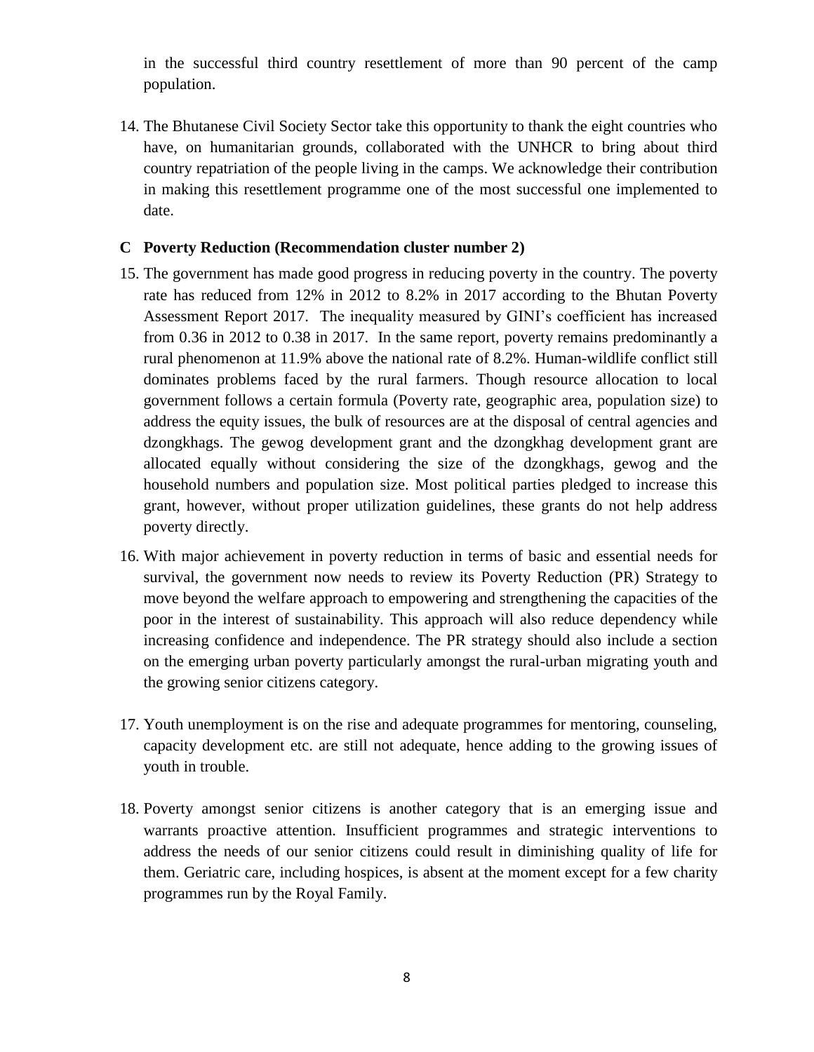in the successful third country resettlement of more than 90 percent of the camp population.

14. The Bhutanese Civil Society Sector take this opportunity to thank the eight countries who have, on humanitarian grounds, collaborated with the UNHCR to bring about third country repatriation of the people living in the camps. We acknowledge their contribution in making this resettlement programme one of the most successful one implemented to date.

## C Poverty Reduction (Recommendation cluster number 2)

15. The government has made good progress in reducing poverty in the country. The poverty rate has reduced from 12% in 2012 to 8.2% in 2017 according to the Bhutan Poverty Assessment Report 2017. The inequality measured by GINI's coefficient has increased from 0.36 in 2012 to 0.38 in 2017. In the same report, poverty remains predominantly a rural phenomenon at 11.9% above the national rate of 8.2%. Human-wildlife conflict still dominates problems faced by the rural farmers. Though resource allocation to local government follows a certain formula (Poverty rate, geographic area, population size) to address the equity issues, the bulk of resources are at the disposal of central agencies and dzongkhags. The gewog development grant and the dzongkhag development grant are allocated equally without considering the size of the dzongkhags, gewog and the household numbers and population size. Most political parties pledged to increase this grant, however, without proper utilization guidelines, these grants do not help address poverty directly.

16. With major achievement in poverty reduction in terms of basic and essential needs for survival, the government now needs to review its Poverty Reduction (PR) Strategy to move beyond the welfare approach to empowering and strengthening the capacities of the poor in the interest of sustainability. This approach will also reduce dependency while increasing confidence and independence. The PR strategy should also include a section on the emerging urban poverty particularly amongst the rural-urban migrating youth and the growing senior citizens category.

17. Youth unemployment is on the rise and adequate programmes for mentoring, counseling, capacity development etc. are still not adequate, hence adding to the growing issues of youth in trouble.

18. Poverty amongst senior citizens is another category that is an emerging issue and warrants proactive attention. Insufficient programmes and strategic interventions to address the needs of our senior citizens could result in diminishing quality of life for them. Geriatric care, including hospices, is absent at the moment except for a few charity programmes run by the Royal Family.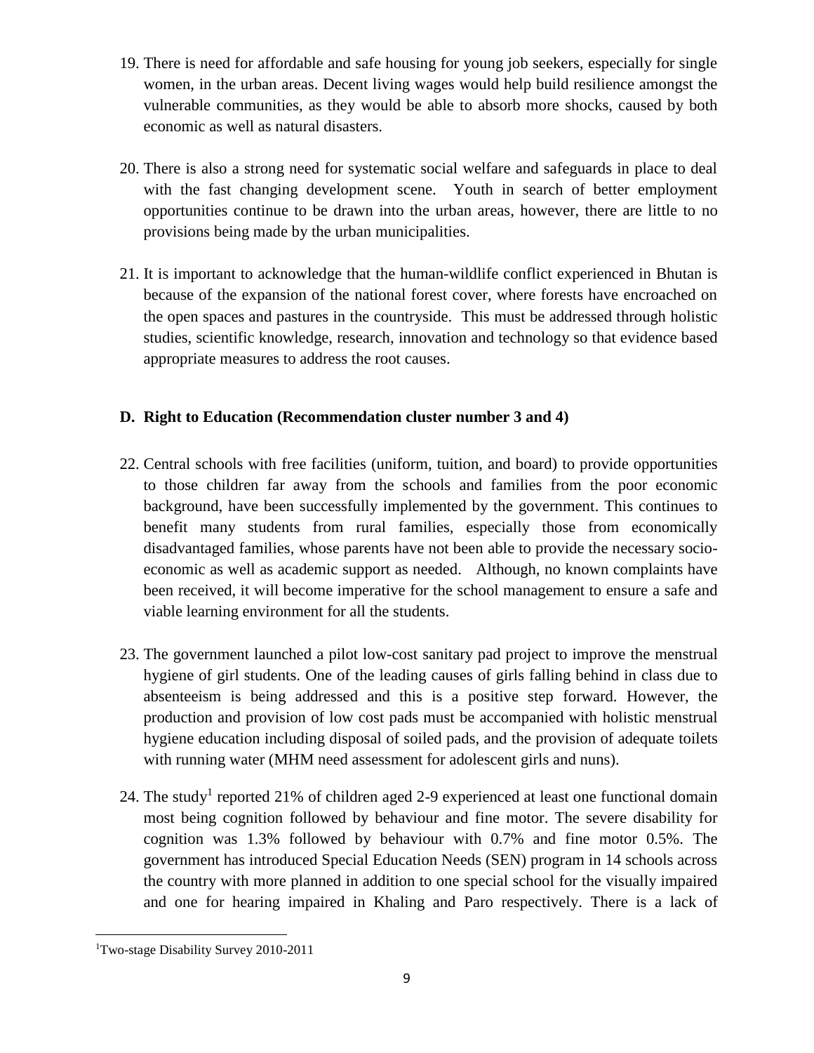19. There is need for affordable and safe housing for young job seekers, especially for single women, in the urban areas. Decent living wages would help build resilience amongst the vulnerable communities, as they would be able to absorb more shocks, caused by both economic as well as natural disasters.

20. There is also a strong need for systematic social welfare and safeguards in place to deal with the fast changing development scene. Youth in search of better employment opportunities continue to be drawn into the urban areas, however, there are little to no provisions being made by the urban municipalities.

21. It is important to acknowledge that the human-wildlife conflict experienced in Bhutan is because of the expansion of the national forest cover, where forests have encroached on the open spaces and pastures in the countryside. This must be addressed through holistic studies, scientific knowledge, research, innovation and technology so that evidence based appropriate measures to address the root causes.

**D. Right to Education (Recommendation cluster number 3 and 4)**

22. Central schools with free facilities (uniform, tuition, and board) to provide opportunities to those children far away from the schools and families from the poor economic background, have been successfully implemented by the government. This continues to benefit many students from rural families, especially those from economically disadvantaged families, whose parents have not been able to provide the necessary socio-economic as well as academic support as needed. Although, no known complaints have been received, it will become imperative for the school management to ensure a safe and viable learning environment for all the students.

23. The government launched a pilot low-cost sanitary pad project to improve the menstrual hygiene of girl students. One of the leading causes of girls falling behind in class due to absenteeism is being addressed and this is a positive step forward. However, the production and provision of low cost pads must be accompanied with holistic menstrual hygiene education including disposal of soiled pads, and the provision of adequate toilets with running water (MHM need assessment for adolescent girls and nuns).

24. The study[1] reported 21% of children aged 2-9 experienced at least one functional domain most being cognition followed by behaviour and fine motor. The severe disability for cognition was 1.3% followed by behaviour with 0.7% and fine motor 0.5%. The government has introduced Special Education Needs (SEN) program in 14 schools across the country with more planned in addition to one special school for the visually impaired and one for hearing impaired in Khaling and Paro respectively. There is a lack of

[1] Two-stage Disability Survey 2010-2011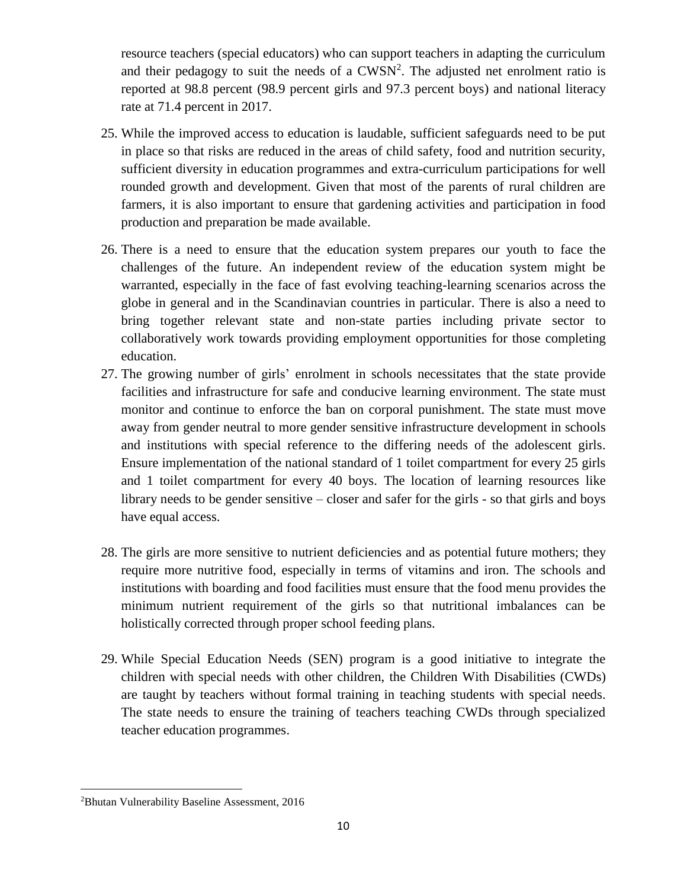resource teachers (special educators) who can support teachers in adapting the curriculum and their pedagogy to suit the needs of a CWSN[2]. The adjusted net enrolment ratio is reported at 98.8 percent (98.9 percent girls and 97.3 percent boys) and national literacy rate at 71.4 percent in 2017.

25. While the improved access to education is laudable, sufficient safeguards need to be put in place so that risks are reduced in the areas of child safety, food and nutrition security, sufficient diversity in education programmes and extra-curriculum participations for well rounded growth and development. Given that most of the parents of rural children are farmers, it is also important to ensure that gardening activities and participation in food production and preparation be made available.

26. There is a need to ensure that the education system prepares our youth to face the challenges of the future. An independent review of the education system might be warranted, especially in the face of fast evolving teaching-learning scenarios across the globe in general and in the Scandinavian countries in particular. There is also a need to bring together relevant state and non-state parties including private sector to collaboratively work towards providing employment opportunities for those completing education.

27. The growing number of girls' enrolment in schools necessitates that the state provide facilities and infrastructure for safe and conducive learning environment. The state must monitor and continue to enforce the ban on corporal punishment. The state must move away from gender neutral to more gender sensitive infrastructure development in schools and institutions with special reference to the differing needs of the adolescent girls. Ensure implementation of the national standard of 1 toilet compartment for every 25 girls and 1 toilet compartment for every 40 boys. The location of learning resources like library needs to be gender sensitive – closer and safer for the girls - so that girls and boys have equal access.

28. The girls are more sensitive to nutrient deficiencies and as potential future mothers; they require more nutritive food, especially in terms of vitamins and iron. The schools and institutions with boarding and food facilities must ensure that the food menu provides the minimum nutrient requirement of the girls so that nutritional imbalances can be holistically corrected through proper school feeding plans.

29. While Special Education Needs (SEN) program is a good initiative to integrate the children with special needs with other children, the Children With Disabilities (CWDs) are taught by teachers without formal training in teaching students with special needs. The state needs to ensure the training of teachers teaching CWDs through specialized teacher education programmes.

---

[2] Bhutan Vulnerability Baseline Assessment, 2016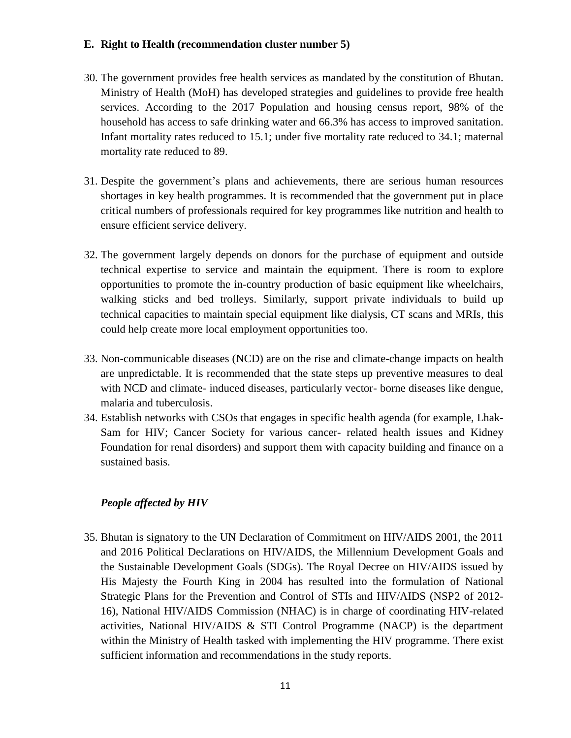### E. Right to Health (recommendation cluster number 5)

30. The government provides free health services as mandated by the constitution of Bhutan. Ministry of Health (MoH) has developed strategies and guidelines to provide free health services. According to the 2017 Population and housing census report, 98% of the household has access to safe drinking water and 66.3% has access to improved sanitation. Infant mortality rates reduced to 15.1; under five mortality rate reduced to 34.1; maternal mortality rate reduced to 89.

31. Despite the government's plans and achievements, there are serious human resources shortages in key health programmes. It is recommended that the government put in place critical numbers of professionals required for key programmes like nutrition and health to ensure efficient service delivery.

32. The government largely depends on donors for the purchase of equipment and outside technical expertise to service and maintain the equipment. There is room to explore opportunities to promote the in-country production of basic equipment like wheelchairs, walking sticks and bed trolleys. Similarly, support private individuals to build up technical capacities to maintain special equipment like dialysis, CT scans and MRIs, this could help create more local employment opportunities too.

33. Non-communicable diseases (NCD) are on the rise and climate-change impacts on health are unpredictable. It is recommended that the state steps up preventive measures to deal with NCD and climate- induced diseases, particularly vector- borne diseases like dengue, malaria and tuberculosis.

34. Establish networks with CSOs that engages in specific health agenda (for example, Lhak-Sam for HIV; Cancer Society for various cancer- related health issues and Kidney Foundation for renal disorders) and support them with capacity building and finance on a sustained basis.

***People affected by HIV***

35. Bhutan is signatory to the UN Declaration of Commitment on HIV/AIDS 2001, the 2011 and 2016 Political Declarations on HIV/AIDS, the Millennium Development Goals and the Sustainable Development Goals (SDGs). The Royal Decree on HIV/AIDS issued by His Majesty the Fourth King in 2004 has resulted into the formulation of National Strategic Plans for the Prevention and Control of STIs and HIV/AIDS (NSP2 of 2012-16), National HIV/AIDS Commission (NHAC) is in charge of coordinating HIV-related activities, National HIV/AIDS & STI Control Programme (NACP) is the department within the Ministry of Health tasked with implementing the HIV programme. There exist sufficient information and recommendations in the study reports.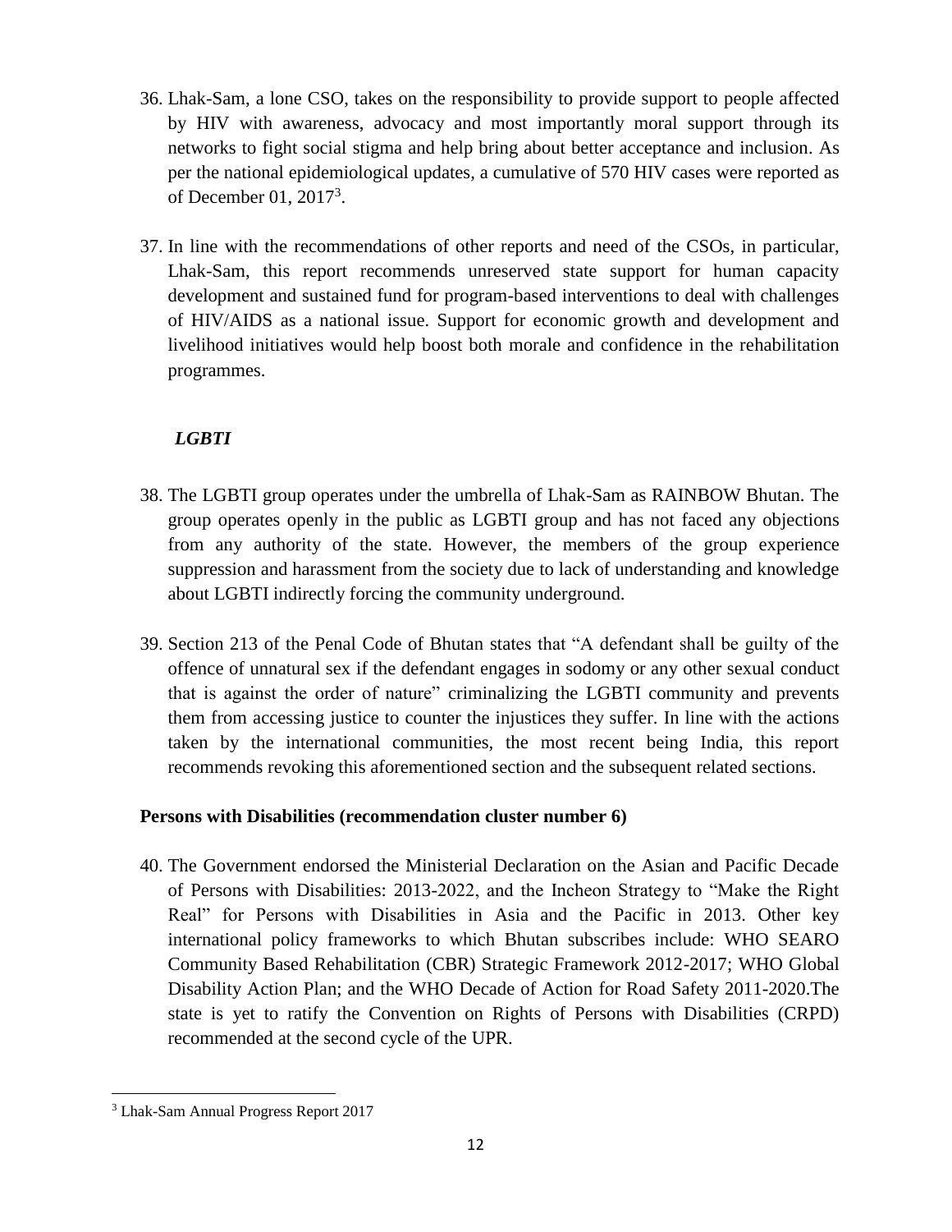36. Lhak-Sam, a lone CSO, takes on the responsibility to provide support to people affected by HIV with awareness, advocacy and most importantly moral support through its networks to fight social stigma and help bring about better acceptance and inclusion. As per the national epidemiological updates, a cumulative of 570 HIV cases were reported as of December 01, 2017[3].

37. In line with the recommendations of other reports and need of the CSOs, in particular, Lhak-Sam, this report recommends unreserved state support for human capacity development and sustained fund for program-based interventions to deal with challenges of HIV/AIDS as a national issue. Support for economic growth and development and livelihood initiatives would help boost both morale and confidence in the rehabilitation programmes.

***LGBTI***

38. The LGBTI group operates under the umbrella of Lhak-Sam as RAINBOW Bhutan. The group operates openly in the public as LGBTI group and has not faced any objections from any authority of the state. However, the members of the group experience suppression and harassment from the society due to lack of understanding and knowledge about LGBTI indirectly forcing the community underground.

39. Section 213 of the Penal Code of Bhutan states that "A defendant shall be guilty of the offence of unnatural sex if the defendant engages in sodomy or any other sexual conduct that is against the order of nature" criminalizing the LGBTI community and prevents them from accessing justice to counter the injustices they suffer. In line with the actions taken by the international communities, the most recent being India, this report recommends revoking this aforementioned section and the subsequent related sections.

**Persons with Disabilities (recommendation cluster number 6)**

40. The Government endorsed the Ministerial Declaration on the Asian and Pacific Decade of Persons with Disabilities: 2013-2022, and the Incheon Strategy to "Make the Right Real" for Persons with Disabilities in Asia and the Pacific in 2013. Other key international policy frameworks to which Bhutan subscribes include: WHO SEARO Community Based Rehabilitation (CBR) Strategic Framework 2012-2017; WHO Global Disability Action Plan; and the WHO Decade of Action for Road Safety 2011-2020.The state is yet to ratify the Convention on Rights of Persons with Disabilities (CRPD) recommended at the second cycle of the UPR.

---

[3] Lhak-Sam Annual Progress Report 2017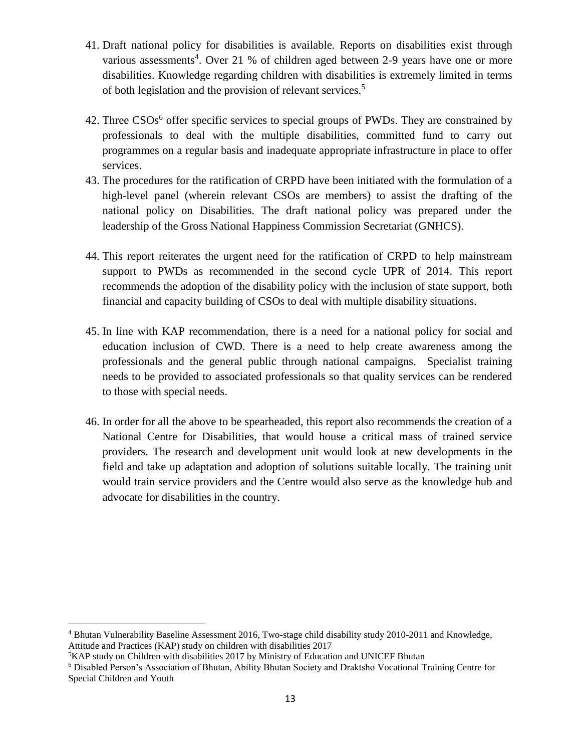41. Draft national policy for disabilities is available. Reports on disabilities exist through various assessments[4]. Over 21 % of children aged between 2-9 years have one or more disabilities. Knowledge regarding children with disabilities is extremely limited in terms of both legislation and the provision of relevant services.[5]

42. Three CSOs[6] offer specific services to special groups of PWDs. They are constrained by professionals to deal with the multiple disabilities, committed fund to carry out programmes on a regular basis and inadequate appropriate infrastructure in place to offer services.

43. The procedures for the ratification of CRPD have been initiated with the formulation of a high-level panel (wherein relevant CSOs are members) to assist the drafting of the national policy on Disabilities. The draft national policy was prepared under the leadership of the Gross National Happiness Commission Secretariat (GNHCS).

44. This report reiterates the urgent need for the ratification of CRPD to help mainstream support to PWDs as recommended in the second cycle UPR of 2014. This report recommends the adoption of the disability policy with the inclusion of state support, both financial and capacity building of CSOs to deal with multiple disability situations.

45. In line with KAP recommendation, there is a need for a national policy for social and education inclusion of CWD. There is a need to help create awareness among the professionals and the general public through national campaigns. Specialist training needs to be provided to associated professionals so that quality services can be rendered to those with special needs.

46. In order for all the above to be spearheaded, this report also recommends the creation of a National Centre for Disabilities, that would house a critical mass of trained service providers. The research and development unit would look at new developments in the field and take up adaptation and adoption of solutions suitable locally. The training unit would train service providers and the Centre would also serve as the knowledge hub and advocate for disabilities in the country.

---

[4] Bhutan Vulnerability Baseline Assessment 2016, Two-stage child disability study 2010-2011 and Knowledge, Attitude and Practices (KAP) study on children with disabilities 2017

[5] KAP study on Children with disabilities 2017 by Ministry of Education and UNICEF Bhutan

[6] Disabled Person's Association of Bhutan, Ability Bhutan Society and Draktsho Vocational Training Centre for Special Children and Youth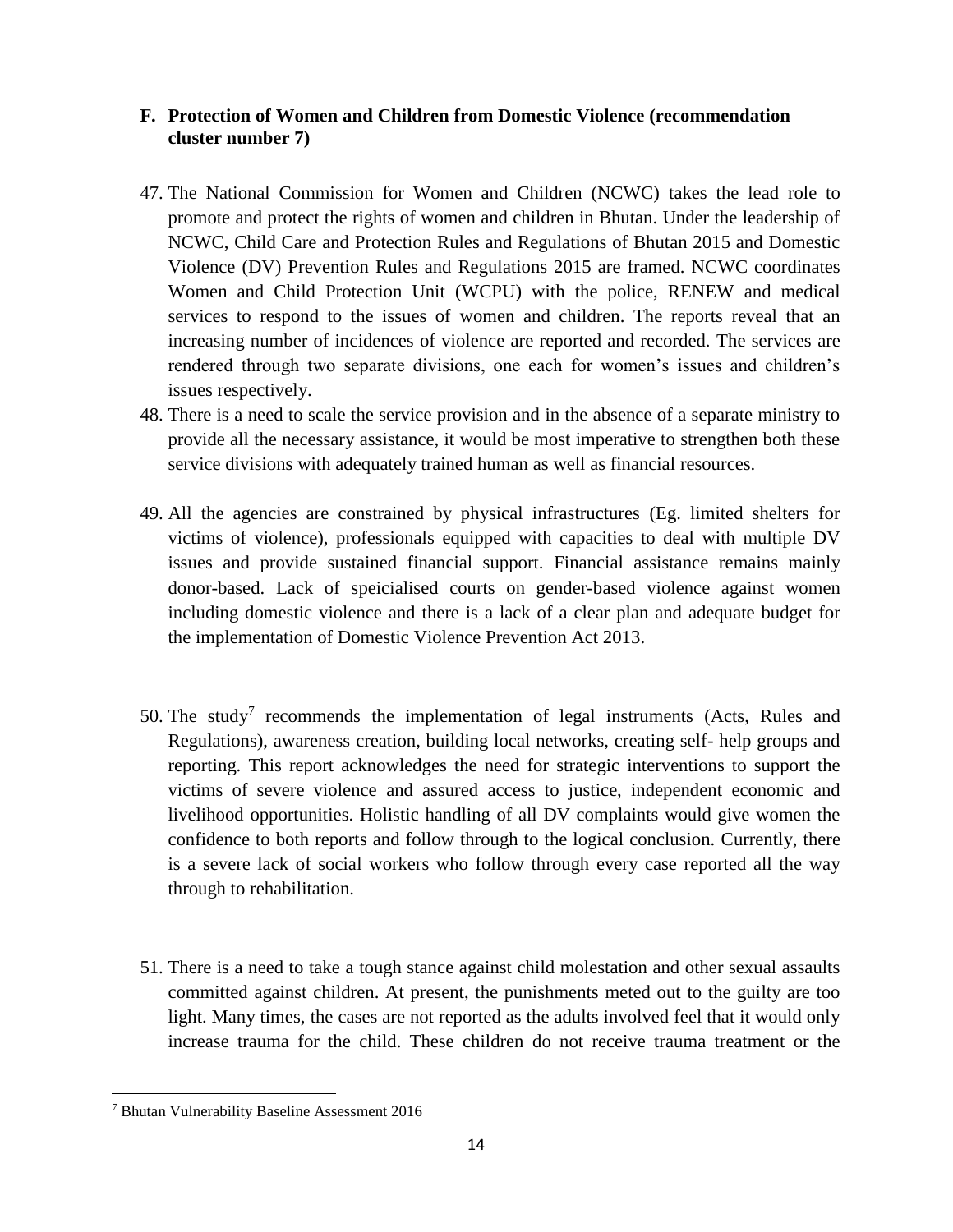## F. Protection of Women and Children from Domestic Violence (recommendation cluster number 7)

47. The National Commission for Women and Children (NCWC) takes the lead role to promote and protect the rights of women and children in Bhutan. Under the leadership of NCWC, Child Care and Protection Rules and Regulations of Bhutan 2015 and Domestic Violence (DV) Prevention Rules and Regulations 2015 are framed. NCWC coordinates Women and Child Protection Unit (WCPU) with the police, RENEW and medical services to respond to the issues of women and children. The reports reveal that an increasing number of incidences of violence are reported and recorded. The services are rendered through two separate divisions, one each for women's issues and children's issues respectively.
48. There is a need to scale the service provision and in the absence of a separate ministry to provide all the necessary assistance, it would be most imperative to strengthen both these service divisions with adequately trained human as well as financial resources.
49. All the agencies are constrained by physical infrastructures (Eg. limited shelters for victims of violence), professionals equipped with capacities to deal with multiple DV issues and provide sustained financial support. Financial assistance remains mainly donor-based. Lack of speicialised courts on gender-based violence against women including domestic violence and there is a lack of a clear plan and adequate budget for the implementation of Domestic Violence Prevention Act 2013.
50. The study[7] recommends the implementation of legal instruments (Acts, Rules and Regulations), awareness creation, building local networks, creating self- help groups and reporting. This report acknowledges the need for strategic interventions to support the victims of severe violence and assured access to justice, independent economic and livelihood opportunities. Holistic handling of all DV complaints would give women the confidence to both reports and follow through to the logical conclusion. Currently, there is a severe lack of social workers who follow through every case reported all the way through to rehabilitation.
51. There is a need to take a tough stance against child molestation and other sexual assaults committed against children. At present, the punishments meted out to the guilty are too light. Many times, the cases are not reported as the adults involved feel that it would only increase trauma for the child. These children do not receive trauma treatment or the

[7] Bhutan Vulnerability Baseline Assessment 2016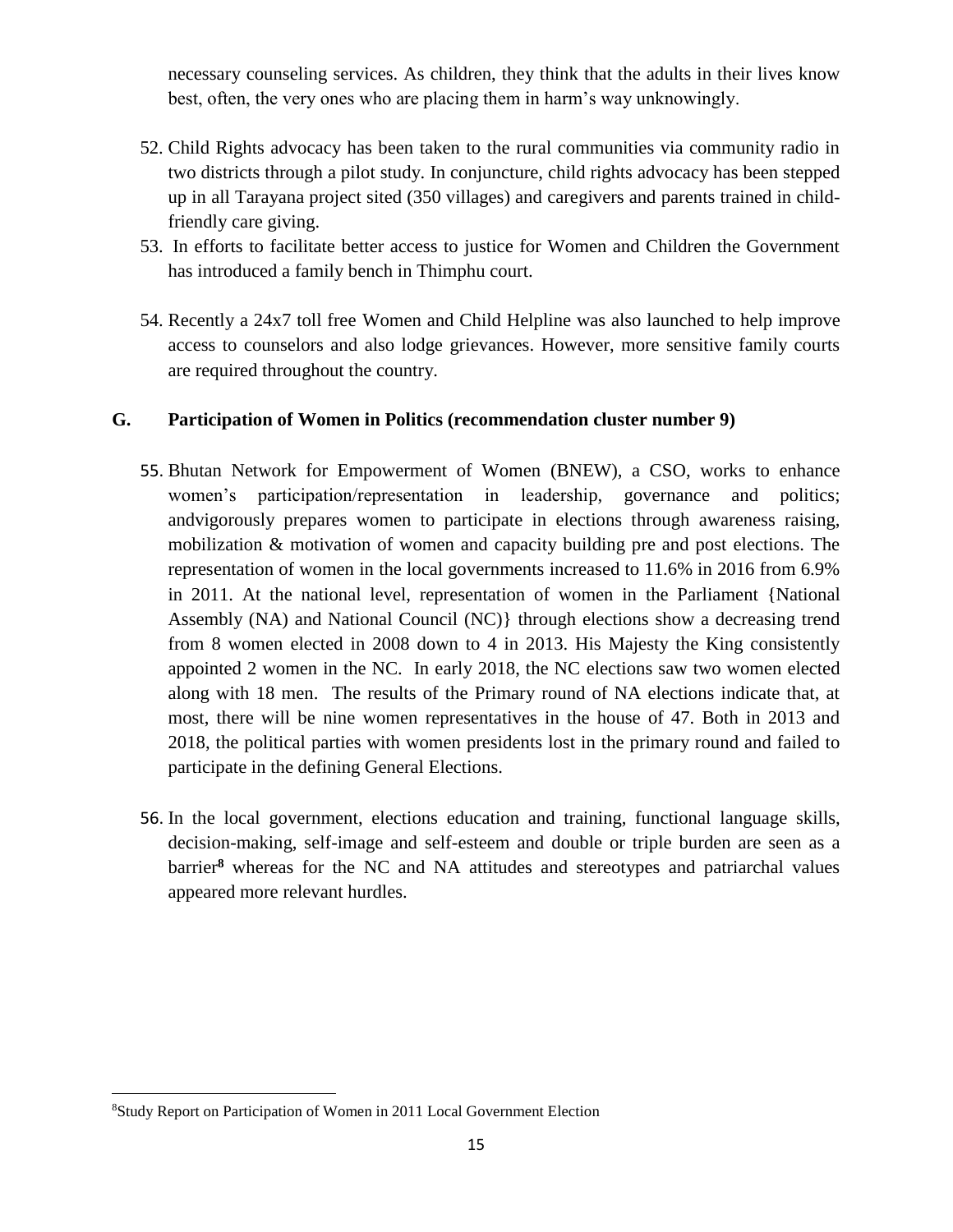necessary counseling services. As children, they think that the adults in their lives know best, often, the very ones who are placing them in harm's way unknowingly.

52. Child Rights advocacy has been taken to the rural communities via community radio in two districts through a pilot study. In conjuncture, child rights advocacy has been stepped up in all Tarayana project sited (350 villages) and caregivers and parents trained in child-friendly care giving.
53. In efforts to facilitate better access to justice for Women and Children the Government has introduced a family bench in Thimphu court.
54. Recently a 24x7 toll free Women and Child Helpline was also launched to help improve access to counselors and also lodge grievances. However, more sensitive family courts are required throughout the country.

## G. Participation of Women in Politics (recommendation cluster number 9)

55. Bhutan Network for Empowerment of Women (BNEW), a CSO, works to enhance women's participation/representation in leadership, governance and politics; andvigorously prepares women to participate in elections through awareness raising, mobilization & motivation of women and capacity building pre and post elections. The representation of women in the local governments increased to 11.6% in 2016 from 6.9% in 2011. At the national level, representation of women in the Parliament {National Assembly (NA) and National Council (NC)} through elections show a decreasing trend from 8 women elected in 2008 down to 4 in 2013. His Majesty the King consistently appointed 2 women in the NC. In early 2018, the NC elections saw two women elected along with 18 men. The results of the Primary round of NA elections indicate that, at most, there will be nine women representatives in the house of 47. Both in 2013 and 2018, the political parties with women presidents lost in the primary round and failed to participate in the defining General Elections.

56. In the local government, elections education and training, functional language skills, decision-making, self-image and self-esteem and double or triple burden are seen as a barrier[8] whereas for the NC and NA attitudes and stereotypes and patriarchal values appeared more relevant hurdles.

---

[8] Study Report on Participation of Women in 2011 Local Government Election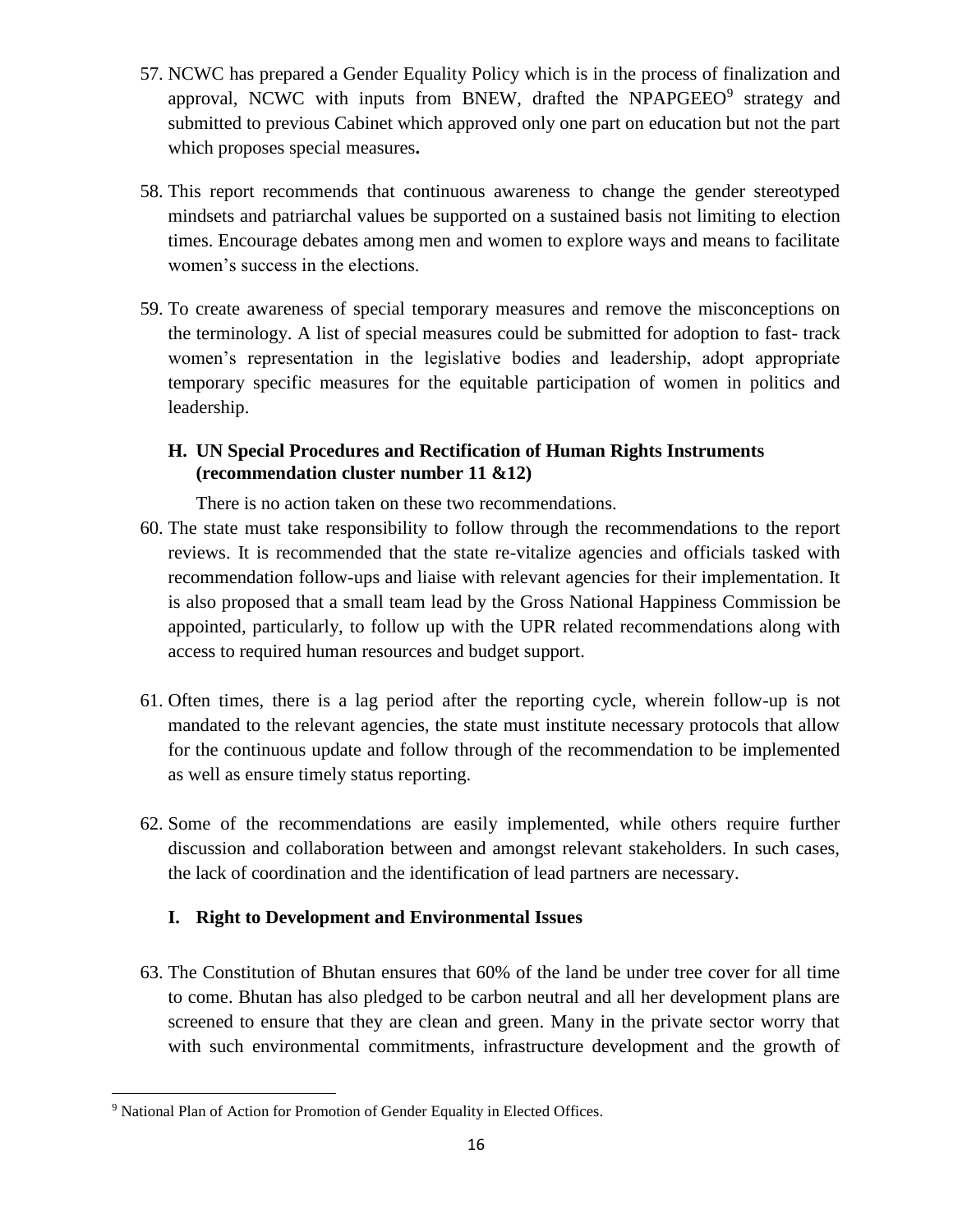57. NCWC has prepared a Gender Equality Policy which is in the process of finalization and approval, NCWC with inputs from BNEW, drafted the NPAPGEEO[9] strategy and submitted to previous Cabinet which approved only one part on education but not the part which proposes special measures**.**

58. This report recommends that continuous awareness to change the gender stereotyped mindsets and patriarchal values be supported on a sustained basis not limiting to election times. Encourage debates among men and women to explore ways and means to facilitate women's success in the elections.

59. To create awareness of special temporary measures and remove the misconceptions on the terminology. A list of special measures could be submitted for adoption to fast- track women's representation in the legislative bodies and leadership, adopt appropriate temporary specific measures for the equitable participation of women in politics and leadership.

### H. UN Special Procedures and Rectification of Human Rights Instruments (recommendation cluster number 11 &12)

There is no action taken on these two recommendations.

60. The state must take responsibility to follow through the recommendations to the report reviews. It is recommended that the state re-vitalize agencies and officials tasked with recommendation follow-ups and liaise with relevant agencies for their implementation. It is also proposed that a small team lead by the Gross National Happiness Commission be appointed, particularly, to follow up with the UPR related recommendations along with access to required human resources and budget support.

61. Often times, there is a lag period after the reporting cycle, wherein follow-up is not mandated to the relevant agencies, the state must institute necessary protocols that allow for the continuous update and follow through of the recommendation to be implemented as well as ensure timely status reporting.

62. Some of the recommendations are easily implemented, while others require further discussion and collaboration between and amongst relevant stakeholders. In such cases, the lack of coordination and the identification of lead partners are necessary.

### I. Right to Development and Environmental Issues

63. The Constitution of Bhutan ensures that 60% of the land be under tree cover for all time to come. Bhutan has also pledged to be carbon neutral and all her development plans are screened to ensure that they are clean and green. Many in the private sector worry that with such environmental commitments, infrastructure development and the growth of

---

[9] National Plan of Action for Promotion of Gender Equality in Elected Offices.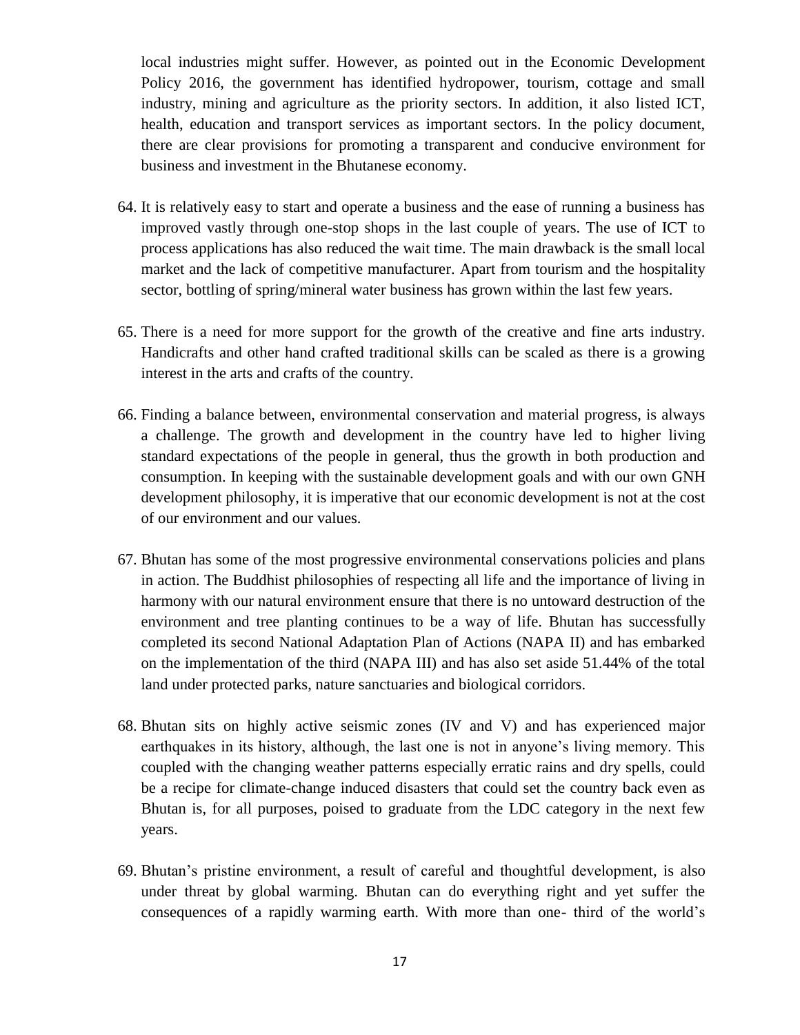local industries might suffer. However, as pointed out in the Economic Development Policy 2016, the government has identified hydropower, tourism, cottage and small industry, mining and agriculture as the priority sectors. In addition, it also listed ICT, health, education and transport services as important sectors. In the policy document, there are clear provisions for promoting a transparent and conducive environment for business and investment in the Bhutanese economy.

64. It is relatively easy to start and operate a business and the ease of running a business has improved vastly through one-stop shops in the last couple of years. The use of ICT to process applications has also reduced the wait time. The main drawback is the small local market and the lack of competitive manufacturer. Apart from tourism and the hospitality sector, bottling of spring/mineral water business has grown within the last few years.

65. There is a need for more support for the growth of the creative and fine arts industry. Handicrafts and other hand crafted traditional skills can be scaled as there is a growing interest in the arts and crafts of the country.

66. Finding a balance between, environmental conservation and material progress, is always a challenge. The growth and development in the country have led to higher living standard expectations of the people in general, thus the growth in both production and consumption. In keeping with the sustainable development goals and with our own GNH development philosophy, it is imperative that our economic development is not at the cost of our environment and our values.

67. Bhutan has some of the most progressive environmental conservations policies and plans in action. The Buddhist philosophies of respecting all life and the importance of living in harmony with our natural environment ensure that there is no untoward destruction of the environment and tree planting continues to be a way of life. Bhutan has successfully completed its second National Adaptation Plan of Actions (NAPA II) and has embarked on the implementation of the third (NAPA III) and has also set aside 51.44% of the total land under protected parks, nature sanctuaries and biological corridors.

68. Bhutan sits on highly active seismic zones (IV and V) and has experienced major earthquakes in its history, although, the last one is not in anyone's living memory. This coupled with the changing weather patterns especially erratic rains and dry spells, could be a recipe for climate-change induced disasters that could set the country back even as Bhutan is, for all purposes, poised to graduate from the LDC category in the next few years.

69. Bhutan's pristine environment, a result of careful and thoughtful development, is also under threat by global warming. Bhutan can do everything right and yet suffer the consequences of a rapidly warming earth. With more than one- third of the world's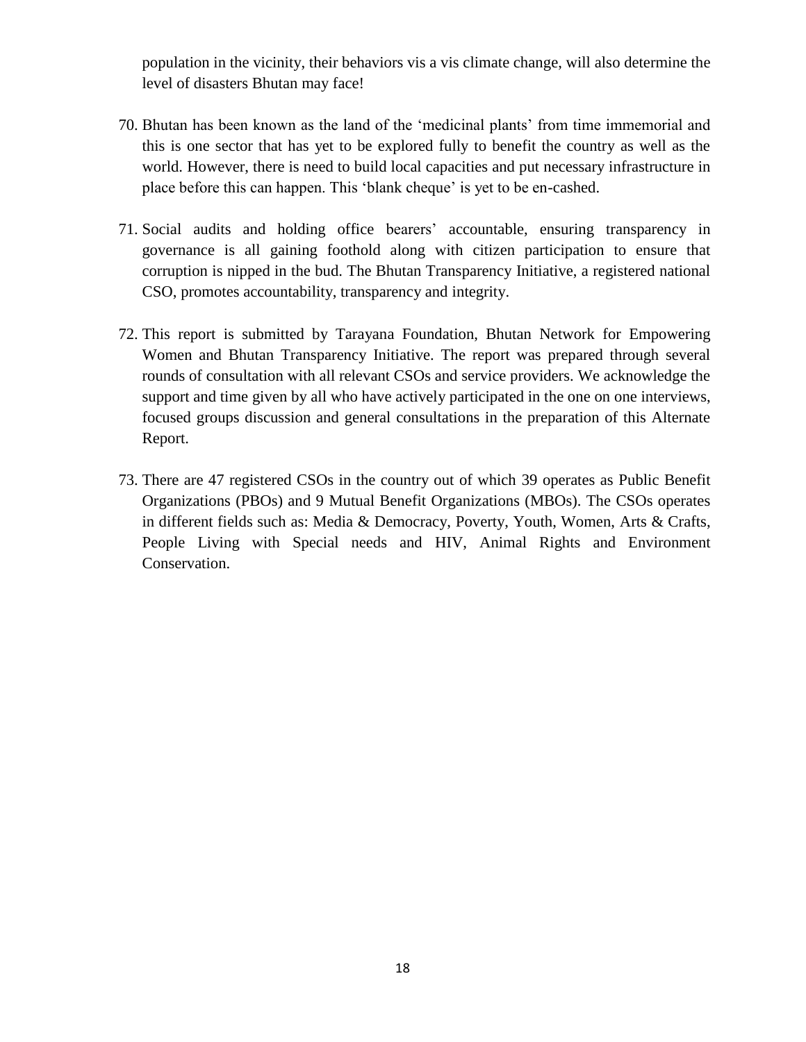population in the vicinity, their behaviors vis a vis climate change, will also determine the level of disasters Bhutan may face!

70. Bhutan has been known as the land of the 'medicinal plants' from time immemorial and this is one sector that has yet to be explored fully to benefit the country as well as the world. However, there is need to build local capacities and put necessary infrastructure in place before this can happen. This 'blank cheque' is yet to be en-cashed.

71. Social audits and holding office bearers' accountable, ensuring transparency in governance is all gaining foothold along with citizen participation to ensure that corruption is nipped in the bud. The Bhutan Transparency Initiative, a registered national CSO, promotes accountability, transparency and integrity.

72. This report is submitted by Tarayana Foundation, Bhutan Network for Empowering Women and Bhutan Transparency Initiative. The report was prepared through several rounds of consultation with all relevant CSOs and service providers. We acknowledge the support and time given by all who have actively participated in the one on one interviews, focused groups discussion and general consultations in the preparation of this Alternate Report.

73. There are 47 registered CSOs in the country out of which 39 operates as Public Benefit Organizations (PBOs) and 9 Mutual Benefit Organizations (MBOs). The CSOs operates in different fields such as: Media & Democracy, Poverty, Youth, Women, Arts & Crafts, People Living with Special needs and HIV, Animal Rights and Environment Conservation.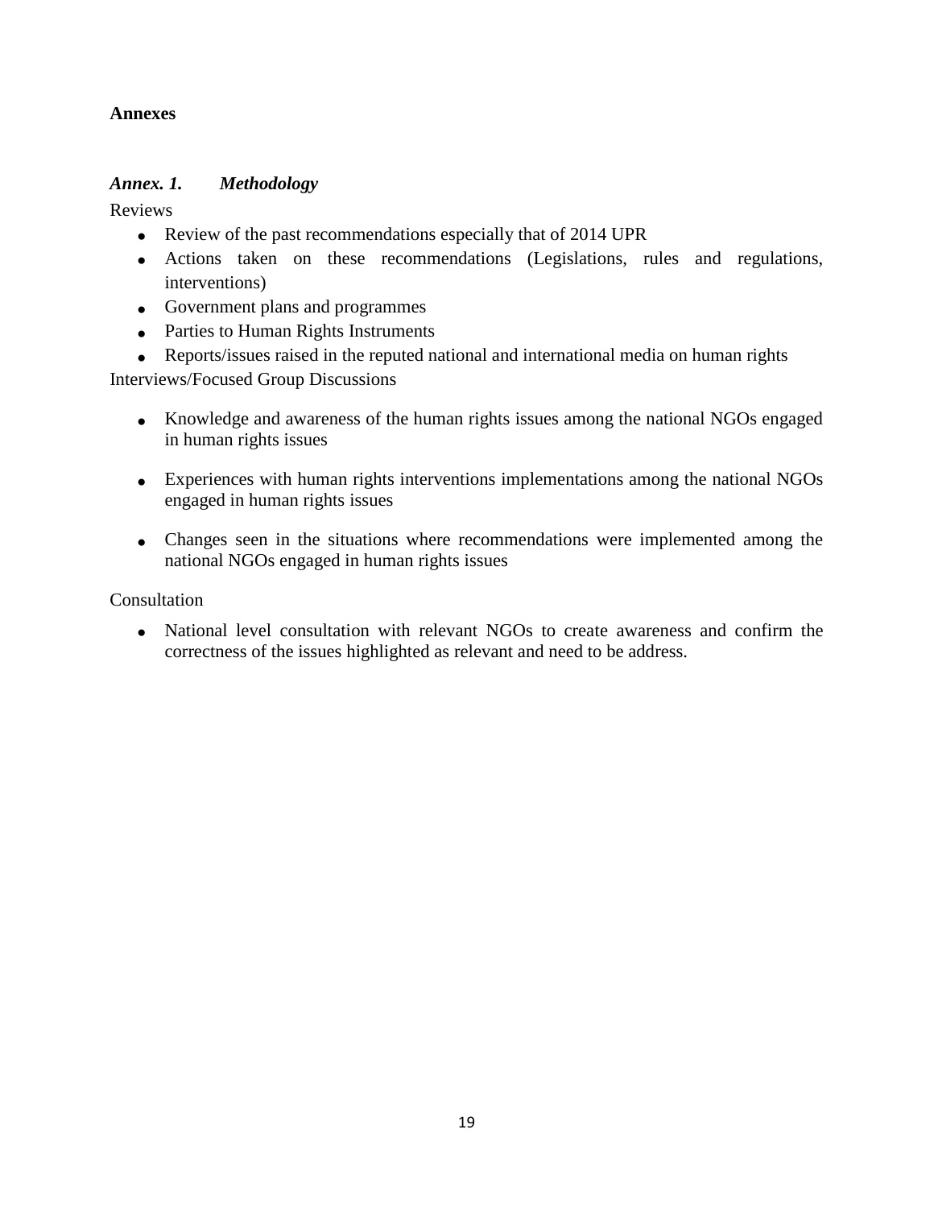**Annexes**

***Annex. 1. Methodology***

Reviews

- Review of the past recommendations especially that of 2014 UPR
- Actions taken on these recommendations (Legislations, rules and regulations, interventions)
- Government plans and programmes
- Parties to Human Rights Instruments
- Reports/issues raised in the reputed national and international media on human rights

Interviews/Focused Group Discussions

- Knowledge and awareness of the human rights issues among the national NGOs engaged in human rights issues
- Experiences with human rights interventions implementations among the national NGOs engaged in human rights issues
- Changes seen in the situations where recommendations were implemented among the national NGOs engaged in human rights issues

Consultation

- National level consultation with relevant NGOs to create awareness and confirm the correctness of the issues highlighted as relevant and need to be address.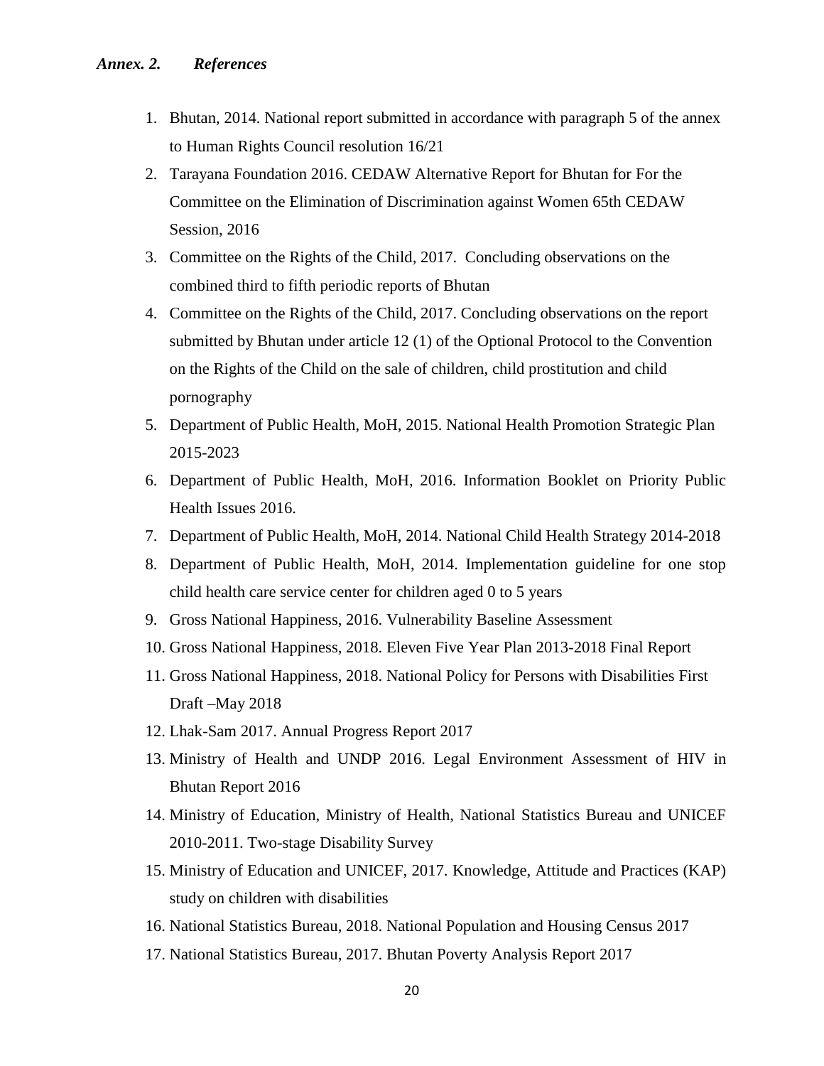## *Annex. 2. References*

1. Bhutan, 2014. National report submitted in accordance with paragraph 5 of the annex to Human Rights Council resolution 16/21
2. Tarayana Foundation 2016. CEDAW Alternative Report for Bhutan for For the Committee on the Elimination of Discrimination against Women 65th CEDAW Session, 2016
3. Committee on the Rights of the Child, 2017. Concluding observations on the combined third to fifth periodic reports of Bhutan
4. Committee on the Rights of the Child, 2017. Concluding observations on the report submitted by Bhutan under article 12 (1) of the Optional Protocol to the Convention on the Rights of the Child on the sale of children, child prostitution and child pornography
5. Department of Public Health, MoH, 2015. National Health Promotion Strategic Plan 2015-2023
6. Department of Public Health, MoH, 2016. Information Booklet on Priority Public Health Issues 2016.
7. Department of Public Health, MoH, 2014. National Child Health Strategy 2014-2018
8. Department of Public Health, MoH, 2014. Implementation guideline for one stop child health care service center for children aged 0 to 5 years
9. Gross National Happiness, 2016. Vulnerability Baseline Assessment
10. Gross National Happiness, 2018. Eleven Five Year Plan 2013-2018 Final Report
11. Gross National Happiness, 2018. National Policy for Persons with Disabilities First Draft –May 2018
12. Lhak-Sam 2017. Annual Progress Report 2017
13. Ministry of Health and UNDP 2016. Legal Environment Assessment of HIV in Bhutan Report 2016
14. Ministry of Education, Ministry of Health, National Statistics Bureau and UNICEF 2010-2011. Two-stage Disability Survey
15. Ministry of Education and UNICEF, 2017. Knowledge, Attitude and Practices (KAP) study on children with disabilities
16. National Statistics Bureau, 2018. National Population and Housing Census 2017
17. National Statistics Bureau, 2017. Bhutan Poverty Analysis Report 2017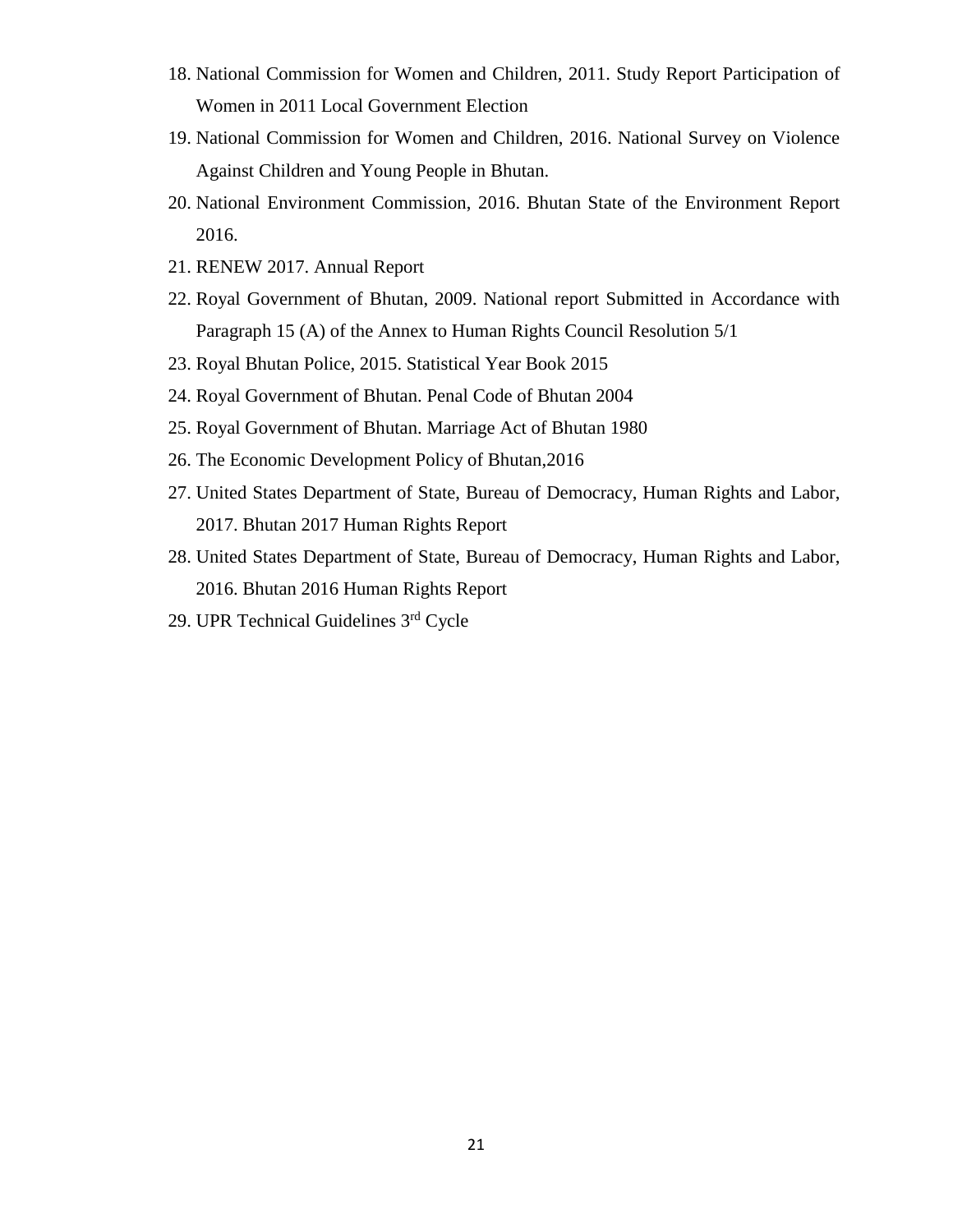18. National Commission for Women and Children, 2011. Study Report Participation of Women in 2011 Local Government Election
19. National Commission for Women and Children, 2016. National Survey on Violence Against Children and Young People in Bhutan.
20. National Environment Commission, 2016. Bhutan State of the Environment Report 2016.
21. RENEW 2017. Annual Report
22. Royal Government of Bhutan, 2009. National report Submitted in Accordance with Paragraph 15 (A) of the Annex to Human Rights Council Resolution 5/1
23. Royal Bhutan Police, 2015. Statistical Year Book 2015
24. Royal Government of Bhutan. Penal Code of Bhutan 2004
25. Royal Government of Bhutan. Marriage Act of Bhutan 1980
26. The Economic Development Policy of Bhutan,2016
27. United States Department of State, Bureau of Democracy, Human Rights and Labor, 2017. Bhutan 2017 Human Rights Report
28. United States Department of State, Bureau of Democracy, Human Rights and Labor, 2016. Bhutan 2016 Human Rights Report
29. UPR Technical Guidelines 3rd Cycle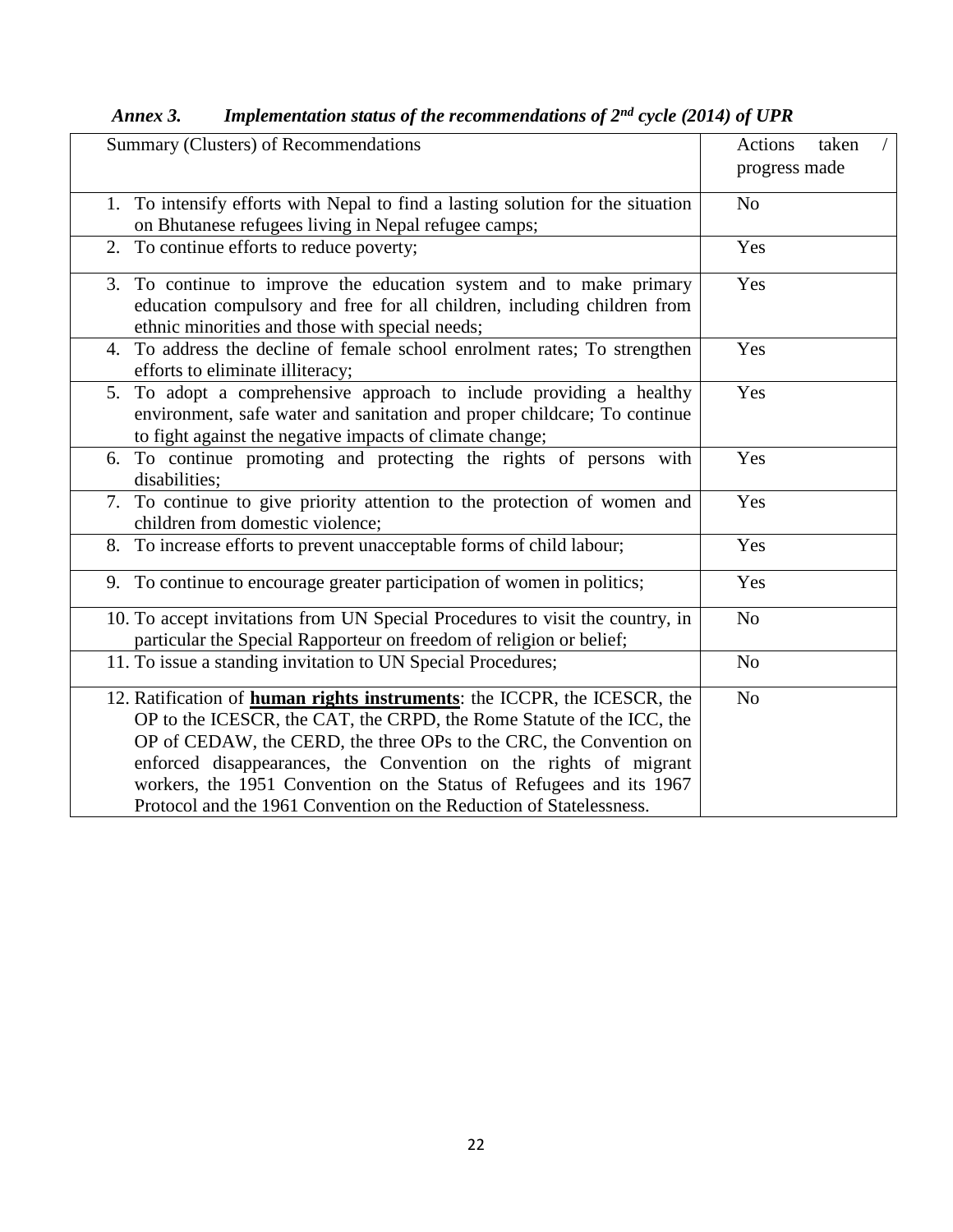*Annex 3. Implementation status of the recommendations of 2nd cycle (2014) of UPR*

| Summary (Clusters) of Recommendations | Actions taken / progress made |
|---|---|
| 1. To intensify efforts with Nepal to find a lasting solution for the situation on Bhutanese refugees living in Nepal refugee camps; | No |
| 2. To continue efforts to reduce poverty; | Yes |
| 3. To continue to improve the education system and to make primary education compulsory and free for all children, including children from ethnic minorities and those with special needs; | Yes |
| 4. To address the decline of female school enrolment rates; To strengthen efforts to eliminate illiteracy; | Yes |
| 5. To adopt a comprehensive approach to include providing a healthy environment, safe water and sanitation and proper childcare; To continue to fight against the negative impacts of climate change; | Yes |
| 6. To continue promoting and protecting the rights of persons with disabilities; | Yes |
| 7. To continue to give priority attention to the protection of women and children from domestic violence; | Yes |
| 8. To increase efforts to prevent unacceptable forms of child labour; | Yes |
| 9. To continue to encourage greater participation of women in politics; | Yes |
| 10. To accept invitations from UN Special Procedures to visit the country, in particular the Special Rapporteur on freedom of religion or belief; | No |
| 11. To issue a standing invitation to UN Special Procedures; | No |
| 12. Ratification of **human rights instruments**: the ICCPR, the ICESCR, the OP to the ICESCR, the CAT, the CRPD, the Rome Statute of the ICC, the OP of CEDAW, the CERD, the three OPs to the CRC, the Convention on enforced disappearances, the Convention on the rights of migrant workers, the 1951 Convention on the Status of Refugees and its 1967 Protocol and the 1961 Convention on the Reduction of Statelessness. | No |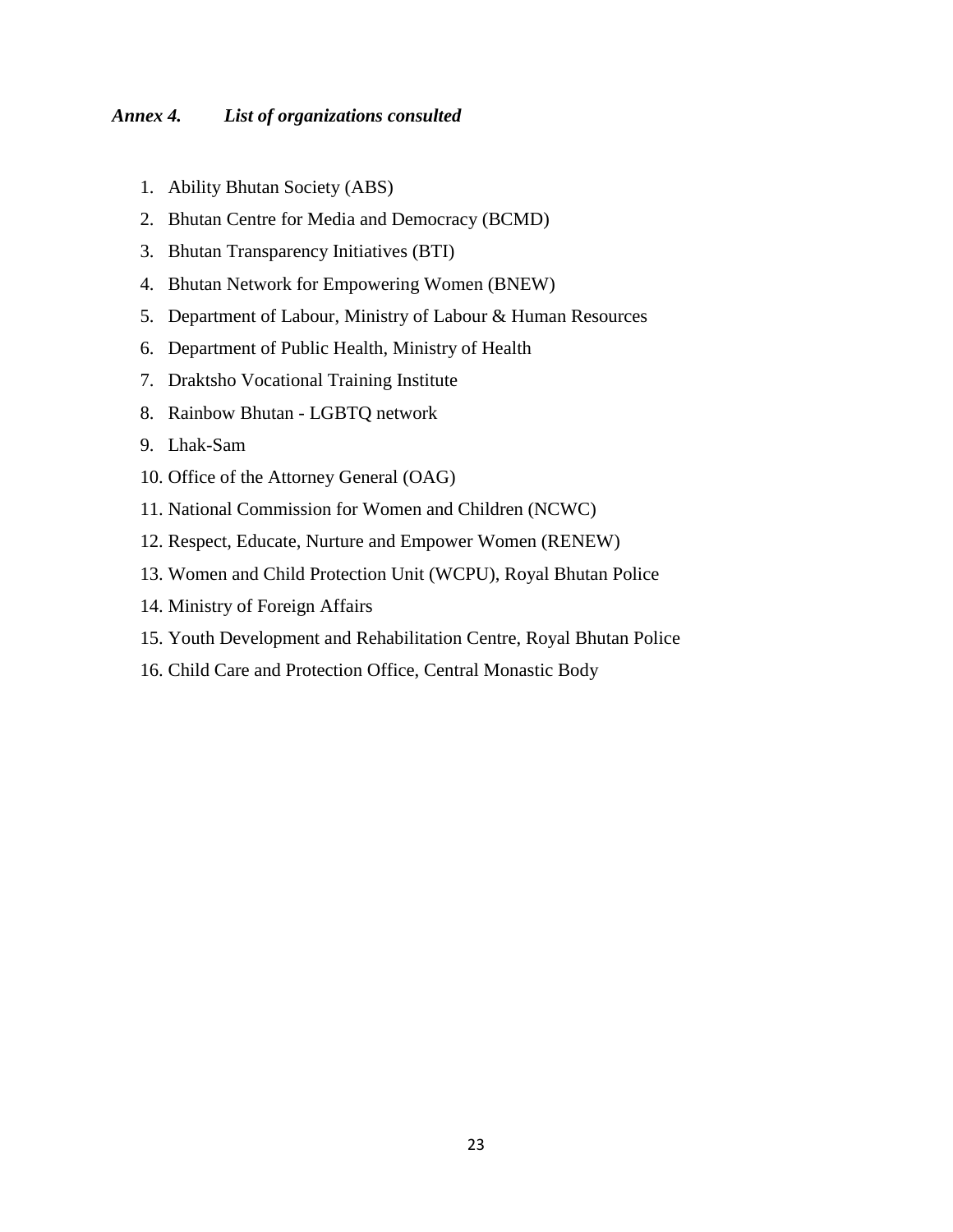### *Annex 4. List of organizations consulted*

1. Ability Bhutan Society (ABS)
2. Bhutan Centre for Media and Democracy (BCMD)
3. Bhutan Transparency Initiatives (BTI)
4. Bhutan Network for Empowering Women (BNEW)
5. Department of Labour, Ministry of Labour & Human Resources
6. Department of Public Health, Ministry of Health
7. Draktsho Vocational Training Institute
8. Rainbow Bhutan - LGBTQ network
9. Lhak-Sam
10. Office of the Attorney General (OAG)
11. National Commission for Women and Children (NCWC)
12. Respect, Educate, Nurture and Empower Women (RENEW)
13. Women and Child Protection Unit (WCPU), Royal Bhutan Police
14. Ministry of Foreign Affairs
15. Youth Development and Rehabilitation Centre, Royal Bhutan Police
16. Child Care and Protection Office, Central Monastic Body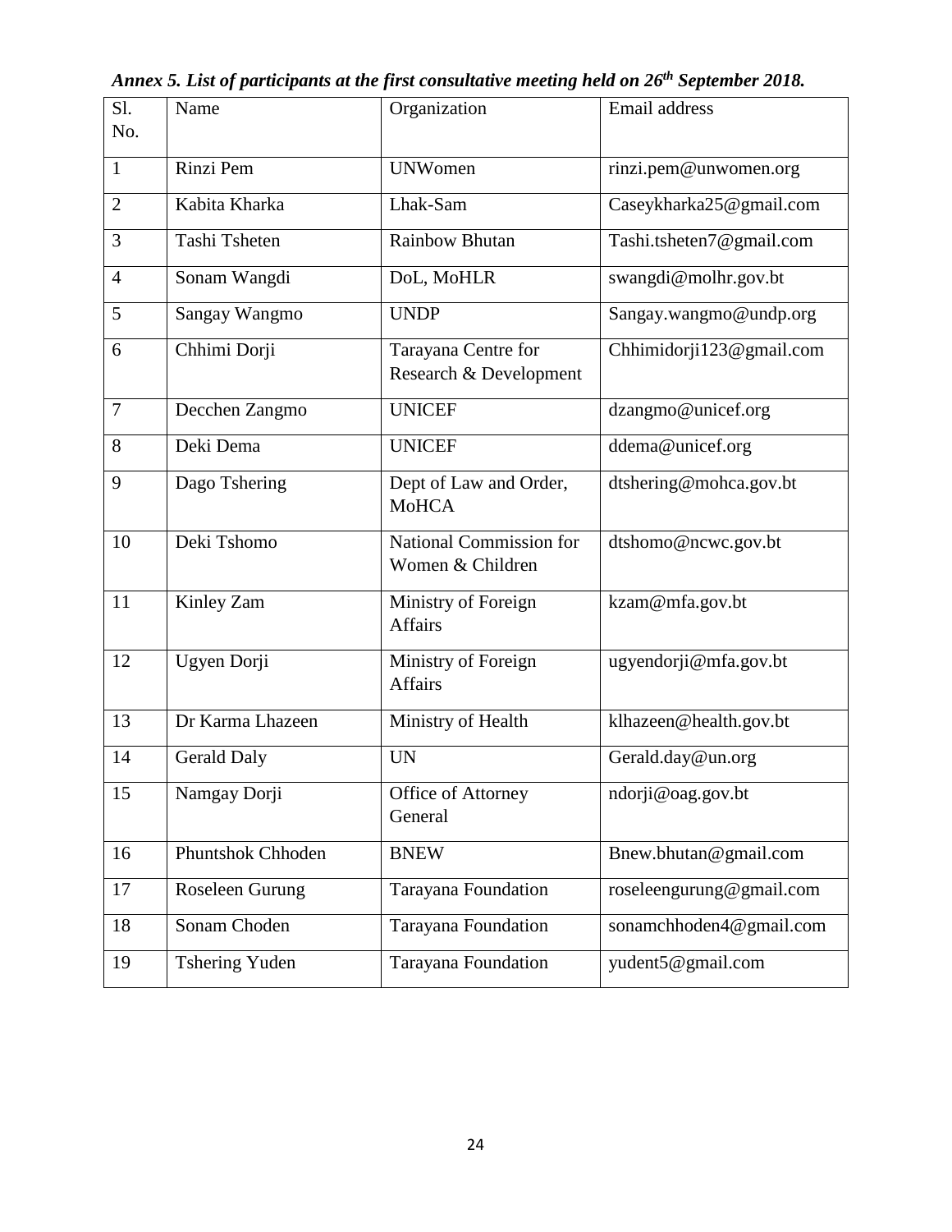*Annex 5. List of participants at the first consultative meeting held on 26th September 2018.*

| Sl. No. | Name | Organization | Email address |
|---|---|---|---|
| 1 | Rinzi Pem | UNWomen | rinzi.pem@unwomen.org |
| 2 | Kabita Kharka | Lhak-Sam | Caseykharka25@gmail.com |
| 3 | Tashi Tsheten | Rainbow Bhutan | Tashi.tsheten7@gmail.com |
| 4 | Sonam Wangdi | DoL, MoHLR | swangdi@molhr.gov.bt |
| 5 | Sangay Wangmo | UNDP | Sangay.wangmo@undp.org |
| 6 | Chhimi Dorji | Tarayana Centre for Research & Development | Chhimidorji123@gmail.com |
| 7 | Decchen Zangmo | UNICEF | dzangmo@unicef.org |
| 8 | Deki Dema | UNICEF | ddema@unicef.org |
| 9 | Dago Tshering | Dept of Law and Order, MoHCA | dtshering@mohca.gov.bt |
| 10 | Deki Tshomo | National Commission for Women & Children | dtshomo@ncwc.gov.bt |
| 11 | Kinley Zam | Ministry of Foreign Affairs | kzam@mfa.gov.bt |
| 12 | Ugyen Dorji | Ministry of Foreign Affairs | ugyendorji@mfa.gov.bt |
| 13 | Dr Karma Lhazeen | Ministry of Health | klhazeen@health.gov.bt |
| 14 | Gerald Daly | UN | Gerald.day@un.org |
| 15 | Namgay Dorji | Office of Attorney General | ndorji@oag.gov.bt |
| 16 | Phuntshok Chhoden | BNEW | Bnew.bhutan@gmail.com |
| 17 | Roseleen Gurung | Tarayana Foundation | roseleengurung@gmail.com |
| 18 | Sonam Choden | Tarayana Foundation | sonamchhoden4@gmail.com |
| 19 | Tshering Yuden | Tarayana Foundation | yudent5@gmail.com |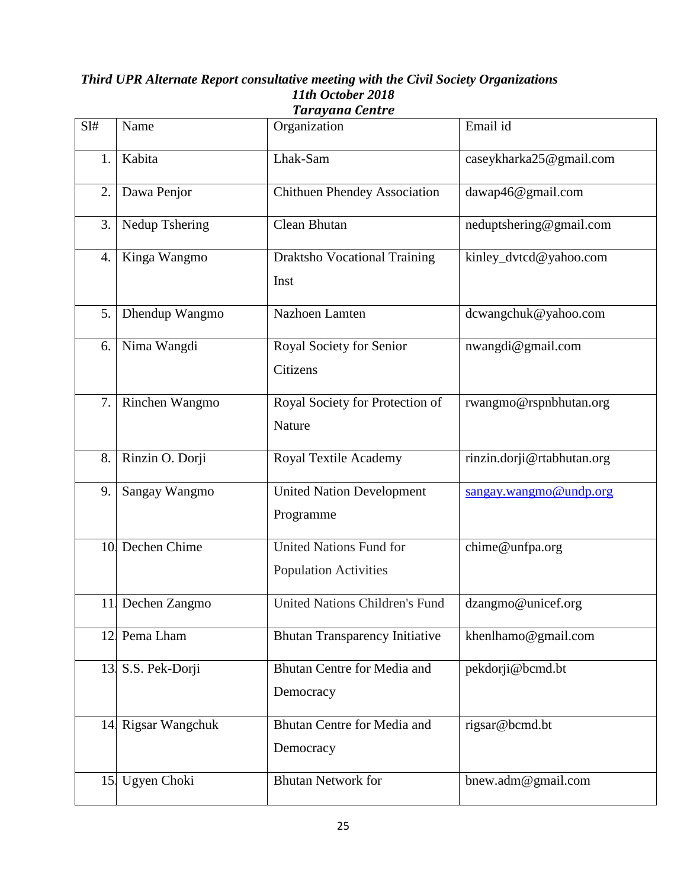***Third UPR Alternate Report consultative meeting with the Civil Society Organizations***
***11th October 2018***
***Tarayana Centre***

| Sl# | Name | Organization | Email id |
|---|---|---|---|
| 1. | Kabita | Lhak-Sam | caseykharka25@gmail.com |
| 2. | Dawa Penjor | Chithuen Phendey Association | dawap46@gmail.com |
| 3. | Nedup Tshering | Clean Bhutan | neduptshering@gmail.com |
| 4. | Kinga Wangmo | Draktsho Vocational Training Inst | kinley_dvtcd@yahoo.com |
| 5. | Dhendup Wangmo | Nazhoen Lamten | dcwangchuk@yahoo.com |
| 6. | Nima Wangdi | Royal Society for Senior Citizens | nwangdi@gmail.com |
| 7. | Rinchen Wangmo | Royal Society for Protection of Nature | rwangmo@rspnbhutan.org |
| 8. | Rinzin O. Dorji | Royal Textile Academy | rinzin.dorji@rtabhutan.org |
| 9. | Sangay Wangmo | United Nation Development Programme | sangay.wangmo@undp.org |
| 10. | Dechen Chime | United Nations Fund for Population Activities | chime@unfpa.org |
| 11. | Dechen Zangmo | United Nations Children's Fund | dzangmo@unicef.org |
| 12. | Pema Lham | Bhutan Transparency Initiative | khenlhamo@gmail.com |
| 13. | S.S. Pek-Dorji | Bhutan Centre for Media and Democracy | pekdorji@bcmd.bt |
| 14. | Rigsar Wangchuk | Bhutan Centre for Media and Democracy | rigsar@bcmd.bt |
| 15. | Ugyen Choki | Bhutan Network for | bnew.adm@gmail.com |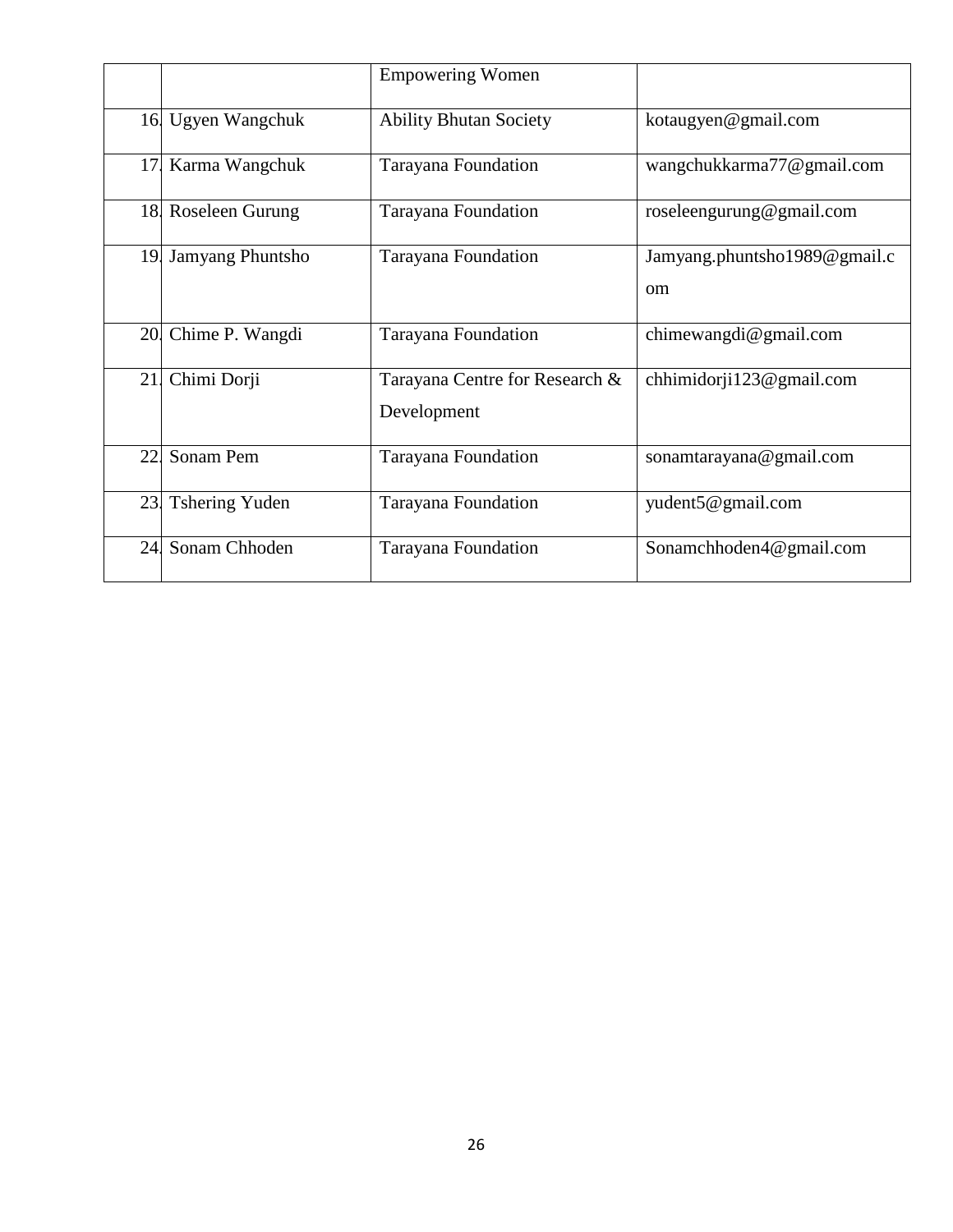| | | | |
|---|---|---|---|
| | | Empowering Women | |
| 16. | Ugyen Wangchuk | Ability Bhutan Society | kotaugyen@gmail.com |
| 17. | Karma Wangchuk | Tarayana Foundation | wangchukkarma77@gmail.com |
| 18. | Roseleen Gurung | Tarayana Foundation | roseleengurung@gmail.com |
| 19. | Jamyang Phuntsho | Tarayana Foundation | Jamyang.phuntsho1989@gmail.com |
| 20. | Chime P. Wangdi | Tarayana Foundation | chimewangdi@gmail.com |
| 21. | Chimi Dorji | Tarayana Centre for Research & Development | chhimidorji123@gmail.com |
| 22. | Sonam Pem | Tarayana Foundation | sonamtarayana@gmail.com |
| 23. | Tshering Yuden | Tarayana Foundation | yudent5@gmail.com |
| 24. | Sonam Chhoden | Tarayana Foundation | Sonamchhoden4@gmail.com |